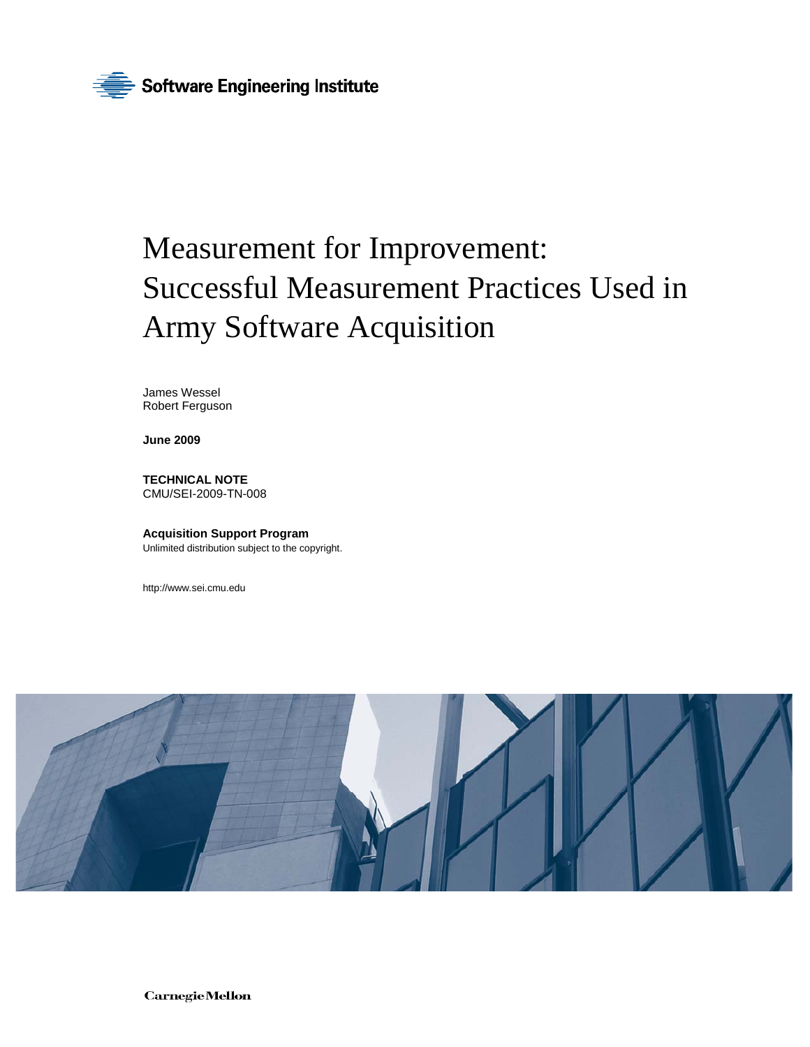Software Engineering Institute

# Measurement for Improvement: Successful Measurement Practices Used in Army Software Acquisition

James Wessel
Robert Ferguson

**June 2009**

**TECHNICAL NOTE**
CMU/SEI-2009-TN-008

**Acquisition Support Program**
Unlimited distribution subject to the copyright.

http://www.sei.cmu.edu

Carnegie Mellon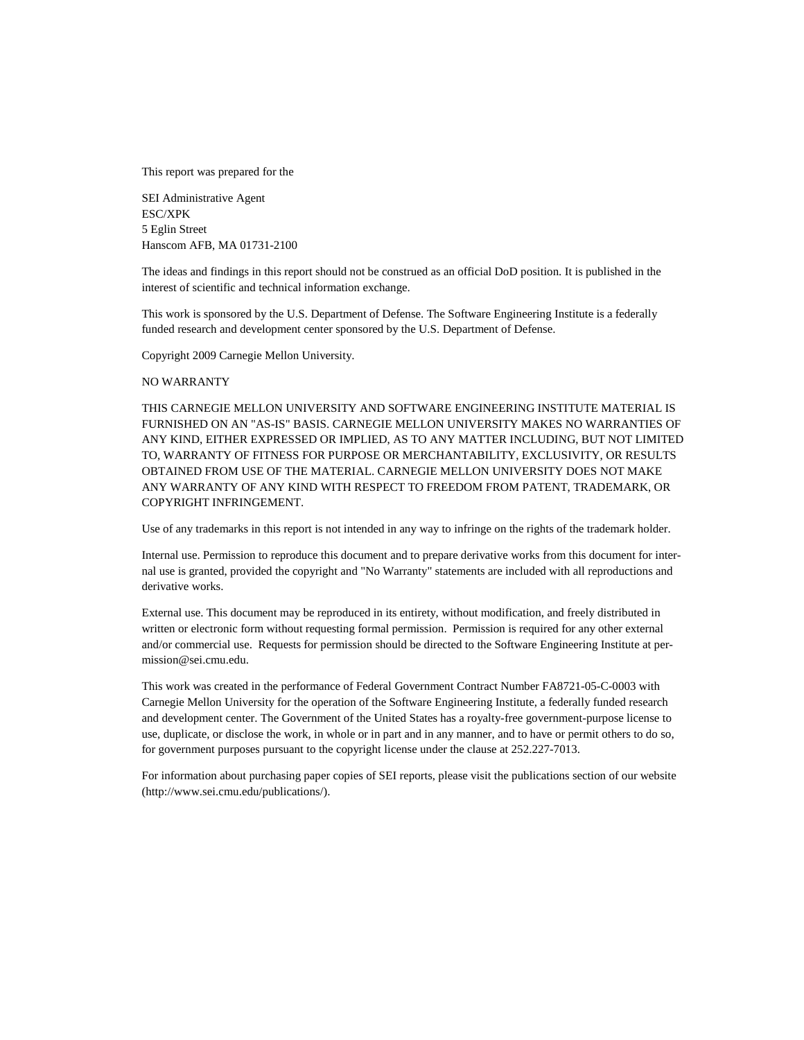This report was prepared for the

SEI Administrative Agent
ESC/XPK
5 Eglin Street
Hanscom AFB, MA 01731-2100

The ideas and findings in this report should not be construed as an official DoD position. It is published in the interest of scientific and technical information exchange.

This work is sponsored by the U.S. Department of Defense. The Software Engineering Institute is a federally funded research and development center sponsored by the U.S. Department of Defense.

Copyright 2009 Carnegie Mellon University.

NO WARRANTY

THIS CARNEGIE MELLON UNIVERSITY AND SOFTWARE ENGINEERING INSTITUTE MATERIAL IS FURNISHED ON AN "AS-IS" BASIS. CARNEGIE MELLON UNIVERSITY MAKES NO WARRANTIES OF ANY KIND, EITHER EXPRESSED OR IMPLIED, AS TO ANY MATTER INCLUDING, BUT NOT LIMITED TO, WARRANTY OF FITNESS FOR PURPOSE OR MERCHANTABILITY, EXCLUSIVITY, OR RESULTS OBTAINED FROM USE OF THE MATERIAL. CARNEGIE MELLON UNIVERSITY DOES NOT MAKE ANY WARRANTY OF ANY KIND WITH RESPECT TO FREEDOM FROM PATENT, TRADEMARK, OR COPYRIGHT INFRINGEMENT.

Use of any trademarks in this report is not intended in any way to infringe on the rights of the trademark holder.

Internal use. Permission to reproduce this document and to prepare derivative works from this document for internal use is granted, provided the copyright and "No Warranty" statements are included with all reproductions and derivative works.

External use. This document may be reproduced in its entirety, without modification, and freely distributed in written or electronic form without requesting formal permission. Permission is required for any other external and/or commercial use. Requests for permission should be directed to the Software Engineering Institute at permission@sei.cmu.edu.

This work was created in the performance of Federal Government Contract Number FA8721-05-C-0003 with Carnegie Mellon University for the operation of the Software Engineering Institute, a federally funded research and development center. The Government of the United States has a royalty-free government-purpose license to use, duplicate, or disclose the work, in whole or in part and in any manner, and to have or permit others to do so, for government purposes pursuant to the copyright license under the clause at 252.227-7013.

For information about purchasing paper copies of SEI reports, please visit the publications section of our website (http://www.sei.cmu.edu/publications/).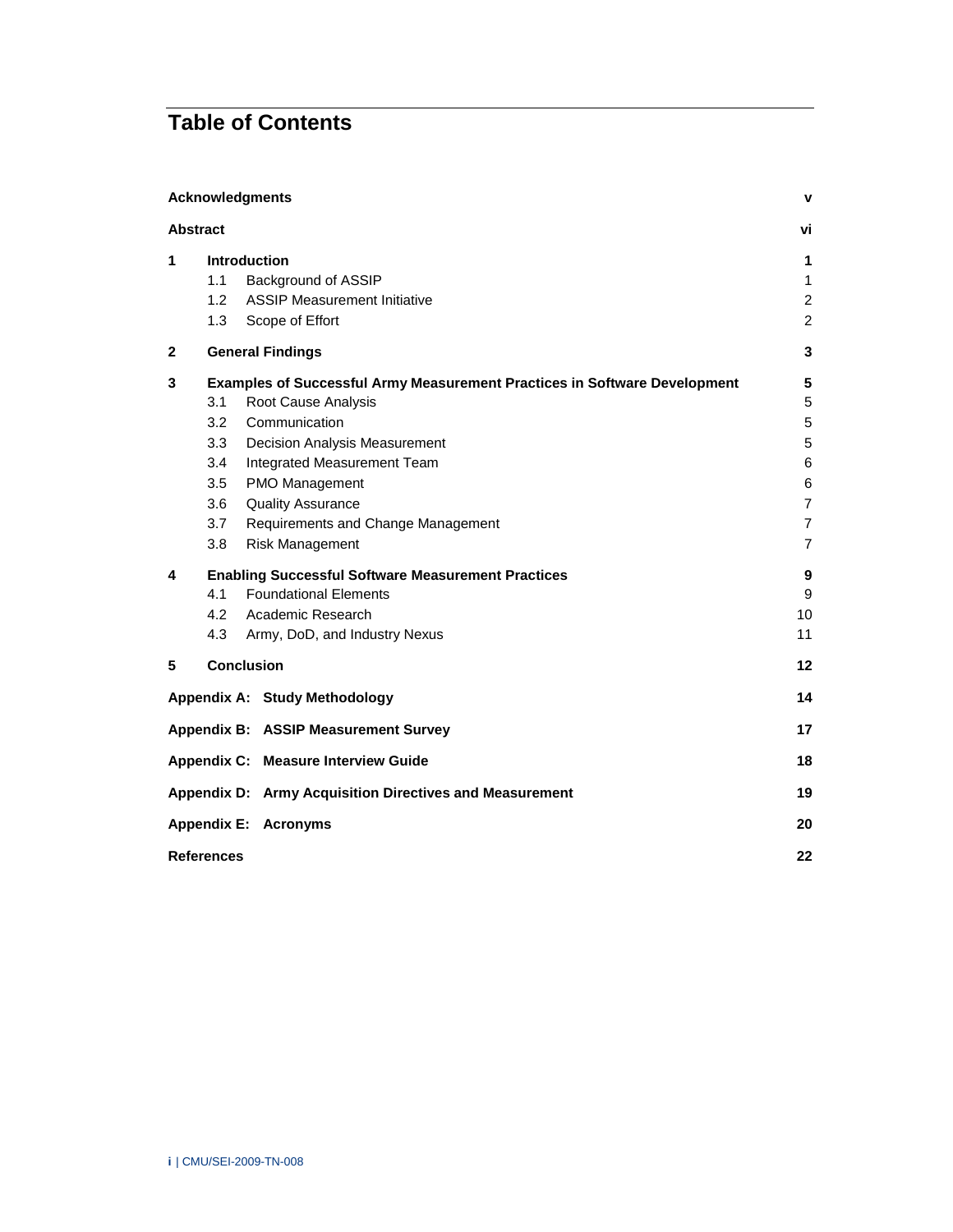# Table of Contents

| | | |
|---|---|---|
| **Acknowledgments** | | **v** |
| **Abstract** | | **vi** |
| **1** | **Introduction** | **1** |
| | 1.1 Background of ASSIP | 1 |
| | 1.2 ASSIP Measurement Initiative | 2 |
| | 1.3 Scope of Effort | 2 |
| **2** | **General Findings** | **3** |
| **3** | **Examples of Successful Army Measurement Practices in Software Development** | **5** |
| | 3.1 Root Cause Analysis | 5 |
| | 3.2 Communication | 5 |
| | 3.3 Decision Analysis Measurement | 5 |
| | 3.4 Integrated Measurement Team | 6 |
| | 3.5 PMO Management | 6 |
| | 3.6 Quality Assurance | 7 |
| | 3.7 Requirements and Change Management | 7 |
| | 3.8 Risk Management | 7 |
| **4** | **Enabling Successful Software Measurement Practices** | **9** |
| | 4.1 Foundational Elements | 9 |
| | 4.2 Academic Research | 10 |
| | 4.3 Army, DoD, and Industry Nexus | 11 |
| **5** | **Conclusion** | **12** |
| **Appendix A:** | **Study Methodology** | **14** |
| **Appendix B:** | **ASSIP Measurement Survey** | **17** |
| **Appendix C:** | **Measure Interview Guide** | **18** |
| **Appendix D:** | **Army Acquisition Directives and Measurement** | **19** |
| **Appendix E:** | **Acronyms** | **20** |
| **References** | | **22** |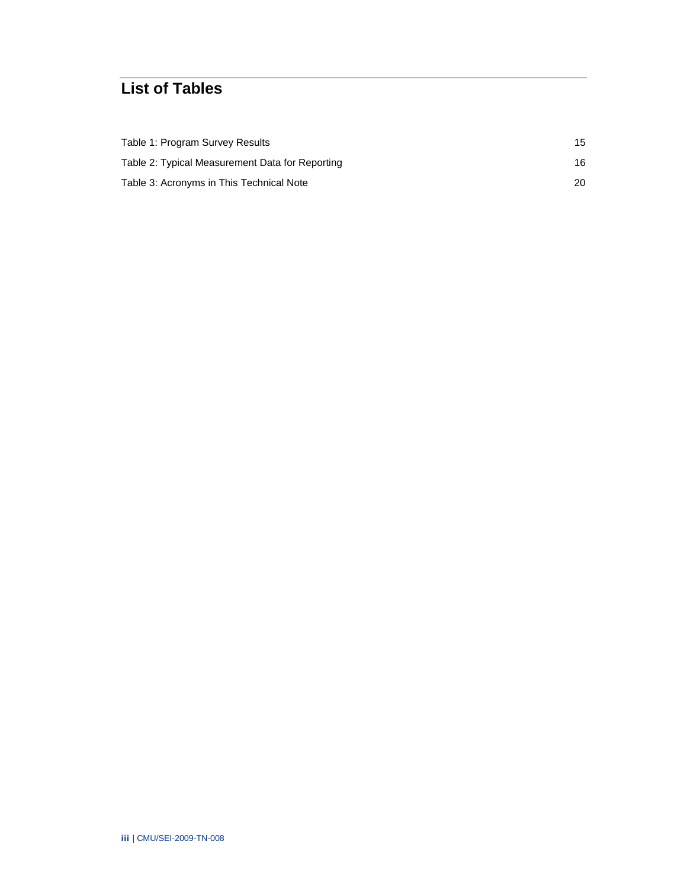# List of Tables

Table 1: Program Survey Results 15

Table 2: Typical Measurement Data for Reporting 16

Table 3: Acronyms in This Technical Note 20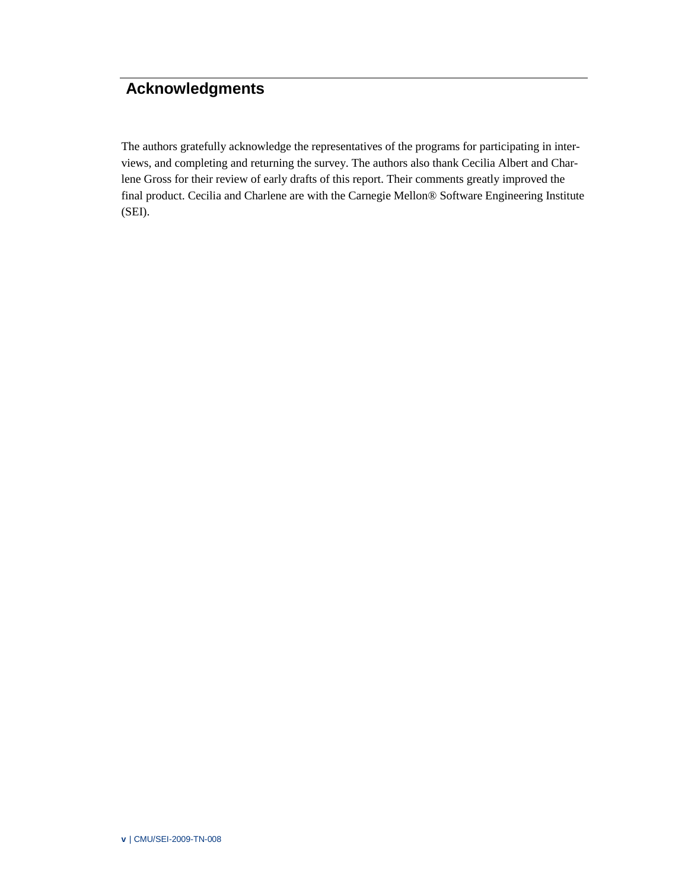# Acknowledgments

The authors gratefully acknowledge the representatives of the programs for participating in interviews, and completing and returning the survey. The authors also thank Cecilia Albert and Charlene Gross for their review of early drafts of this report. Their comments greatly improved the final product. Cecilia and Charlene are with the Carnegie Mellon® Software Engineering Institute (SEI).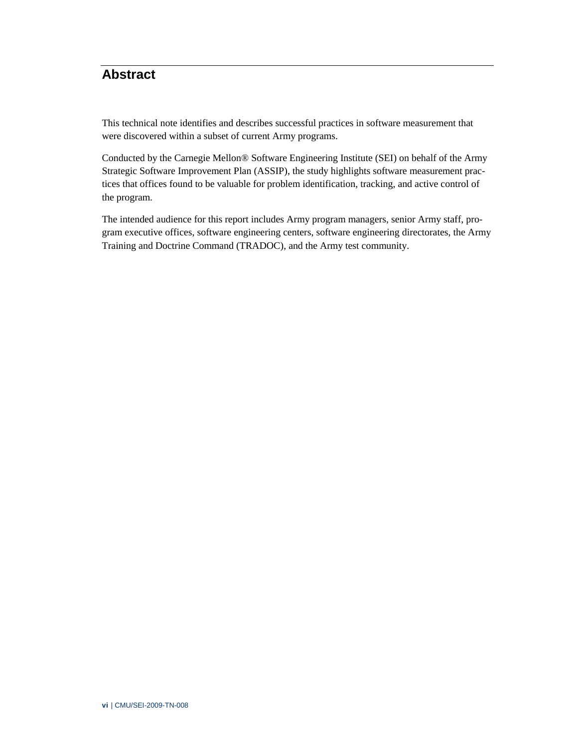# Abstract

This technical note identifies and describes successful practices in software measurement that were discovered within a subset of current Army programs.

Conducted by the Carnegie Mellon® Software Engineering Institute (SEI) on behalf of the Army Strategic Software Improvement Plan (ASSIP), the study highlights software measurement practices that offices found to be valuable for problem identification, tracking, and active control of the program.

The intended audience for this report includes Army program managers, senior Army staff, program executive offices, software engineering centers, software engineering directorates, the Army Training and Doctrine Command (TRADOC), and the Army test community.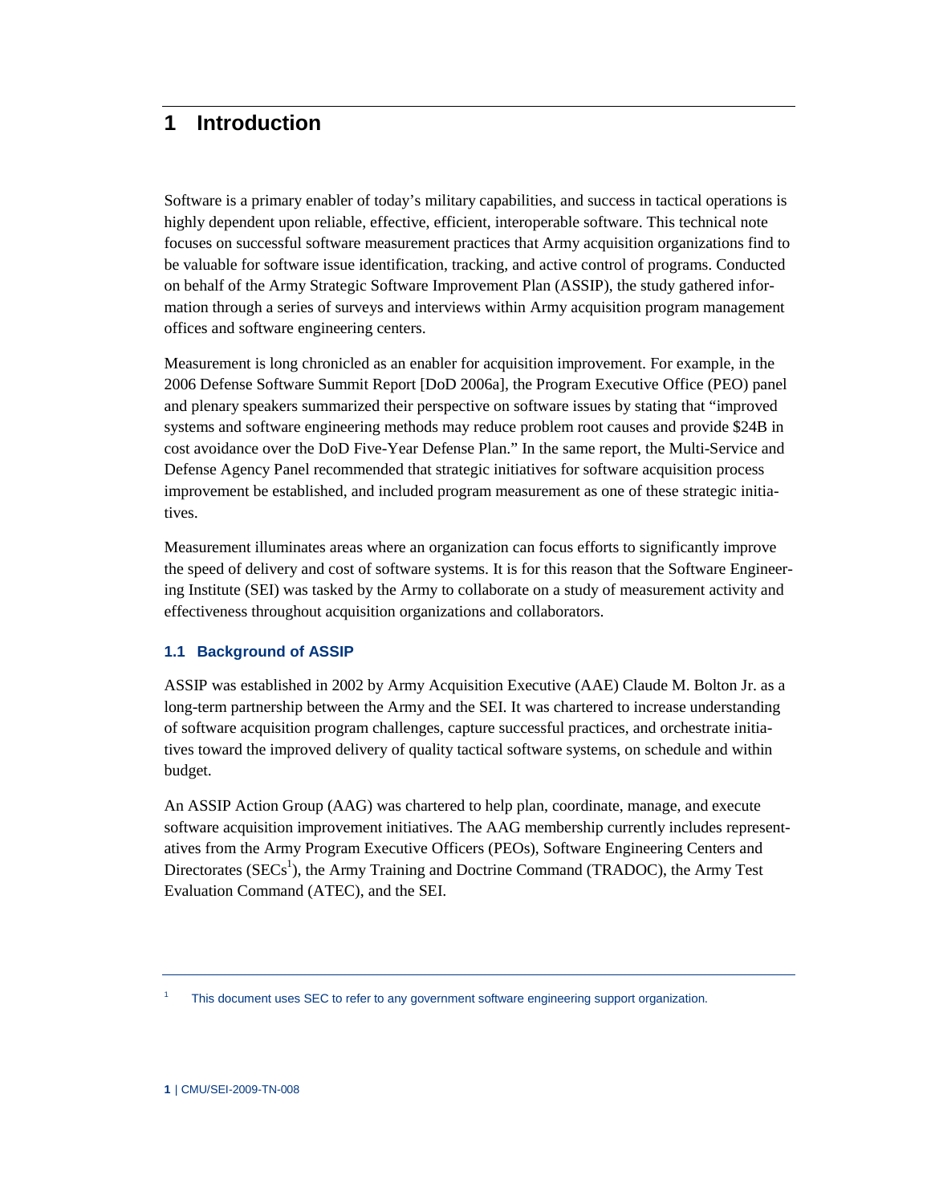# 1 Introduction

Software is a primary enabler of today's military capabilities, and success in tactical operations is highly dependent upon reliable, effective, efficient, interoperable software. This technical note focuses on successful software measurement practices that Army acquisition organizations find to be valuable for software issue identification, tracking, and active control of programs. Conducted on behalf of the Army Strategic Software Improvement Plan (ASSIP), the study gathered information through a series of surveys and interviews within Army acquisition program management offices and software engineering centers.

Measurement is long chronicled as an enabler for acquisition improvement. For example, in the 2006 Defense Software Summit Report [DoD 2006a], the Program Executive Office (PEO) panel and plenary speakers summarized their perspective on software issues by stating that "improved systems and software engineering methods may reduce problem root causes and provide $24B in cost avoidance over the DoD Five-Year Defense Plan." In the same report, the Multi-Service and Defense Agency Panel recommended that strategic initiatives for software acquisition process improvement be established, and included program measurement as one of these strategic initiatives.

Measurement illuminates areas where an organization can focus efforts to significantly improve the speed of delivery and cost of software systems. It is for this reason that the Software Engineering Institute (SEI) was tasked by the Army to collaborate on a study of measurement activity and effectiveness throughout acquisition organizations and collaborators.

## 1.1 Background of ASSIP

ASSIP was established in 2002 by Army Acquisition Executive (AAE) Claude M. Bolton Jr. as a long-term partnership between the Army and the SEI. It was chartered to increase understanding of software acquisition program challenges, capture successful practices, and orchestrate initiatives toward the improved delivery of quality tactical software systems, on schedule and within budget.

An ASSIP Action Group (AAG) was chartered to help plan, coordinate, manage, and execute software acquisition improvement initiatives. The AAG membership currently includes representatives from the Army Program Executive Officers (PEOs), Software Engineering Centers and Directorates (SECs[1]), the Army Training and Doctrine Command (TRADOC), the Army Test Evaluation Command (ATEC), and the SEI.

[1] This document uses SEC to refer to any government software engineering support organization.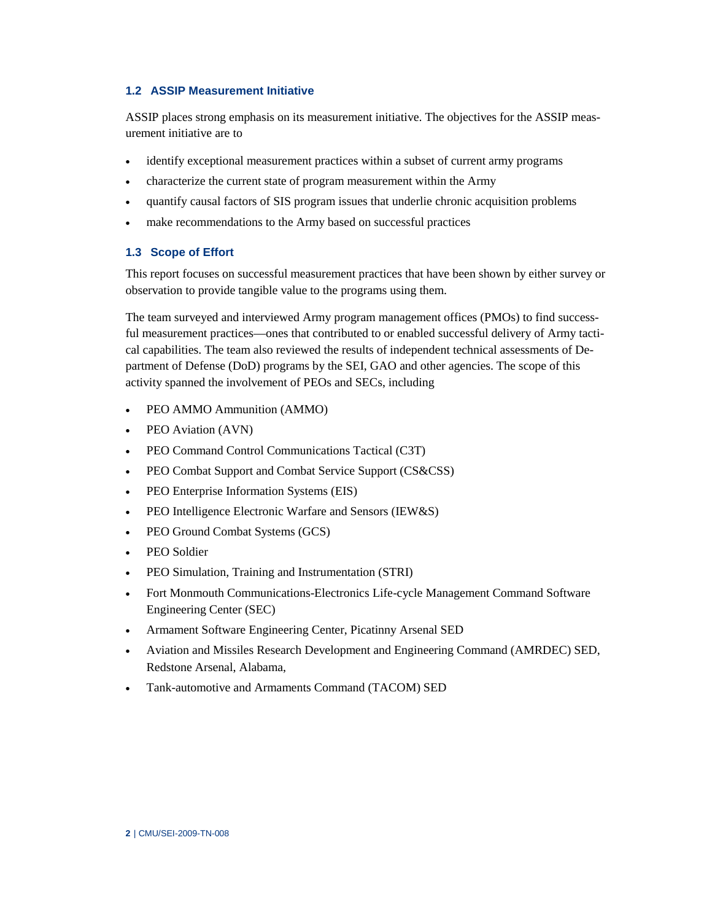## 1.2 ASSIP Measurement Initiative

ASSIP places strong emphasis on its measurement initiative. The objectives for the ASSIP measurement initiative are to

- identify exceptional measurement practices within a subset of current army programs
- characterize the current state of program measurement within the Army
- quantify causal factors of SIS program issues that underlie chronic acquisition problems
- make recommendations to the Army based on successful practices

## 1.3 Scope of Effort

This report focuses on successful measurement practices that have been shown by either survey or observation to provide tangible value to the programs using them.

The team surveyed and interviewed Army program management offices (PMOs) to find successful measurement practices—ones that contributed to or enabled successful delivery of Army tactical capabilities. The team also reviewed the results of independent technical assessments of Department of Defense (DoD) programs by the SEI, GAO and other agencies. The scope of this activity spanned the involvement of PEOs and SECs, including

- PEO AMMO Ammunition (AMMO)
- PEO Aviation (AVN)
- PEO Command Control Communications Tactical (C3T)
- PEO Combat Support and Combat Service Support (CS&CSS)
- PEO Enterprise Information Systems (EIS)
- PEO Intelligence Electronic Warfare and Sensors (IEW&S)
- PEO Ground Combat Systems (GCS)
- PEO Soldier
- PEO Simulation, Training and Instrumentation (STRI)
- Fort Monmouth Communications-Electronics Life-cycle Management Command Software Engineering Center (SEC)
- Armament Software Engineering Center, Picatinny Arsenal SED
- Aviation and Missiles Research Development and Engineering Command (AMRDEC) SED, Redstone Arsenal, Alabama,
- Tank-automotive and Armaments Command (TACOM) SED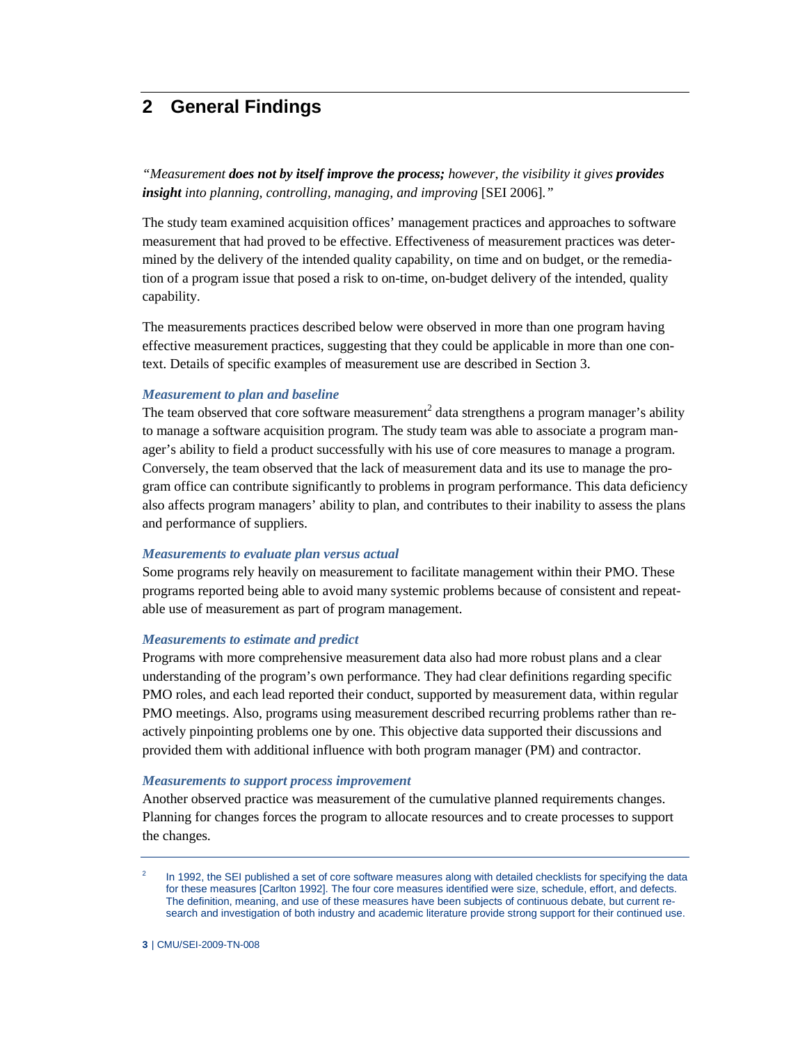## 2 General Findings

*"Measurement* ***does not by itself improve the process;*** *however, the visibility it gives* ***provides insight*** *into planning, controlling, managing, and improving* [SEI 2006]*."*

The study team examined acquisition offices' management practices and approaches to software measurement that had proved to be effective. Effectiveness of measurement practices was determined by the delivery of the intended quality capability, on time and on budget, or the remediation of a program issue that posed a risk to on-time, on-budget delivery of the intended, quality capability.

The measurements practices described below were observed in more than one program having effective measurement practices, suggesting that they could be applicable in more than one context. Details of specific examples of measurement use are described in Section 3.

#### *Measurement to plan and baseline*

The team observed that core software measurement[2] data strengthens a program manager's ability to manage a software acquisition program. The study team was able to associate a program manager's ability to field a product successfully with his use of core measures to manage a program. Conversely, the team observed that the lack of measurement data and its use to manage the program office can contribute significantly to problems in program performance. This data deficiency also affects program managers' ability to plan, and contributes to their inability to assess the plans and performance of suppliers.

#### *Measurements to evaluate plan versus actual*

Some programs rely heavily on measurement to facilitate management within their PMO. These programs reported being able to avoid many systemic problems because of consistent and repeatable use of measurement as part of program management.

#### *Measurements to estimate and predict*

Programs with more comprehensive measurement data also had more robust plans and a clear understanding of the program's own performance. They had clear definitions regarding specific PMO roles, and each lead reported their conduct, supported by measurement data, within regular PMO meetings. Also, programs using measurement described recurring problems rather than reactively pinpointing problems one by one. This objective data supported their discussions and provided them with additional influence with both program manager (PM) and contractor.

#### *Measurements to support process improvement*

Another observed practice was measurement of the cumulative planned requirements changes. Planning for changes forces the program to allocate resources and to create processes to support the changes.

---

[2] In 1992, the SEI published a set of core software measures along with detailed checklists for specifying the data for these measures [Carlton 1992]. The four core measures identified were size, schedule, effort, and defects. The definition, meaning, and use of these measures have been subjects of continuous debate, but current research and investigation of both industry and academic literature provide strong support for their continued use.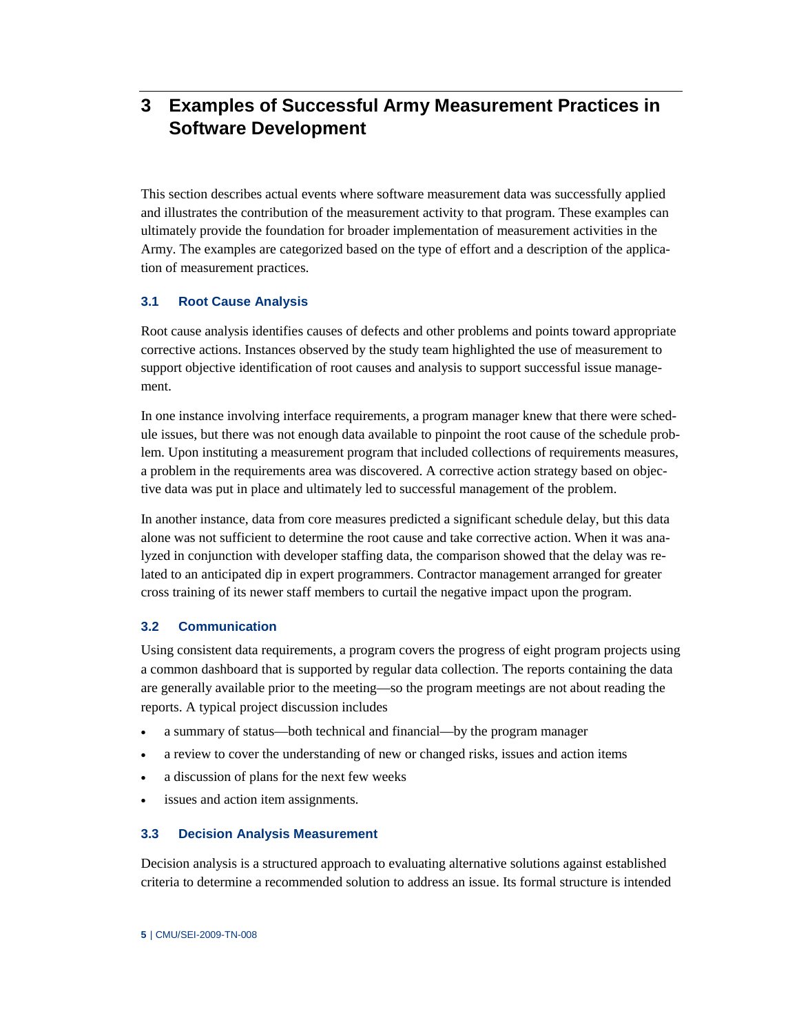# 3 Examples of Successful Army Measurement Practices in Software Development

This section describes actual events where software measurement data was successfully applied and illustrates the contribution of the measurement activity to that program. These examples can ultimately provide the foundation for broader implementation of measurement activities in the Army. The examples are categorized based on the type of effort and a description of the application of measurement practices.

## 3.1 Root Cause Analysis

Root cause analysis identifies causes of defects and other problems and points toward appropriate corrective actions. Instances observed by the study team highlighted the use of measurement to support objective identification of root causes and analysis to support successful issue management.

In one instance involving interface requirements, a program manager knew that there were schedule issues, but there was not enough data available to pinpoint the root cause of the schedule problem. Upon instituting a measurement program that included collections of requirements measures, a problem in the requirements area was discovered. A corrective action strategy based on objective data was put in place and ultimately led to successful management of the problem.

In another instance, data from core measures predicted a significant schedule delay, but this data alone was not sufficient to determine the root cause and take corrective action. When it was analyzed in conjunction with developer staffing data, the comparison showed that the delay was related to an anticipated dip in expert programmers. Contractor management arranged for greater cross training of its newer staff members to curtail the negative impact upon the program.

## 3.2 Communication

Using consistent data requirements, a program covers the progress of eight program projects using a common dashboard that is supported by regular data collection. The reports containing the data are generally available prior to the meeting—so the program meetings are not about reading the reports. A typical project discussion includes

- a summary of status—both technical and financial—by the program manager
- a review to cover the understanding of new or changed risks, issues and action items
- a discussion of plans for the next few weeks
- issues and action item assignments.

## 3.3 Decision Analysis Measurement

Decision analysis is a structured approach to evaluating alternative solutions against established criteria to determine a recommended solution to address an issue. Its formal structure is intended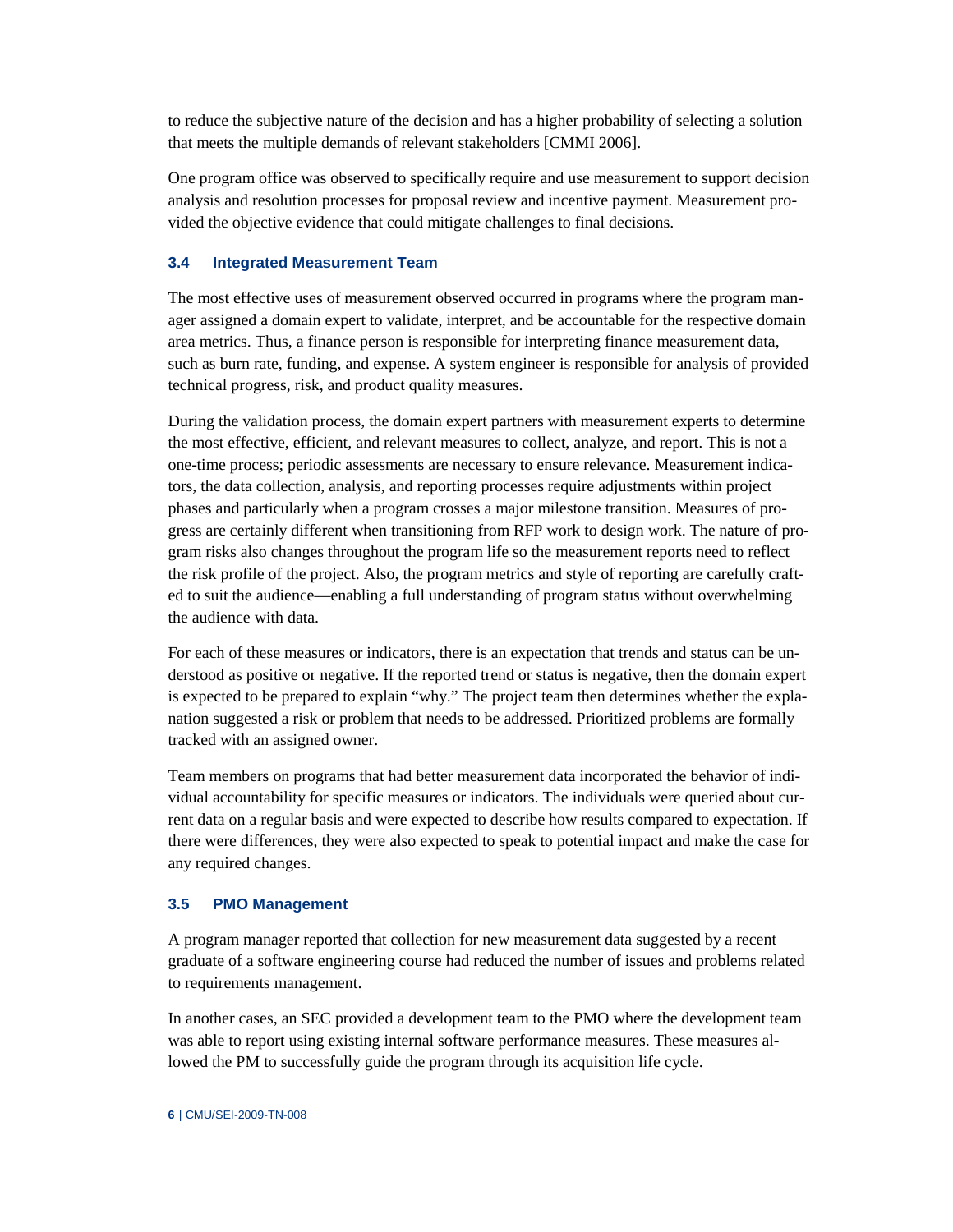to reduce the subjective nature of the decision and has a higher probability of selecting a solution that meets the multiple demands of relevant stakeholders [CMMI 2006].

One program office was observed to specifically require and use measurement to support decision analysis and resolution processes for proposal review and incentive payment. Measurement provided the objective evidence that could mitigate challenges to final decisions.

### 3.4 Integrated Measurement Team

The most effective uses of measurement observed occurred in programs where the program manager assigned a domain expert to validate, interpret, and be accountable for the respective domain area metrics. Thus, a finance person is responsible for interpreting finance measurement data, such as burn rate, funding, and expense. A system engineer is responsible for analysis of provided technical progress, risk, and product quality measures.

During the validation process, the domain expert partners with measurement experts to determine the most effective, efficient, and relevant measures to collect, analyze, and report. This is not a one-time process; periodic assessments are necessary to ensure relevance. Measurement indicators, the data collection, analysis, and reporting processes require adjustments within project phases and particularly when a program crosses a major milestone transition. Measures of progress are certainly different when transitioning from RFP work to design work. The nature of program risks also changes throughout the program life so the measurement reports need to reflect the risk profile of the project. Also, the program metrics and style of reporting are carefully crafted to suit the audience—enabling a full understanding of program status without overwhelming the audience with data.

For each of these measures or indicators, there is an expectation that trends and status can be understood as positive or negative. If the reported trend or status is negative, then the domain expert is expected to be prepared to explain "why." The project team then determines whether the explanation suggested a risk or problem that needs to be addressed. Prioritized problems are formally tracked with an assigned owner.

Team members on programs that had better measurement data incorporated the behavior of individual accountability for specific measures or indicators. The individuals were queried about current data on a regular basis and were expected to describe how results compared to expectation. If there were differences, they were also expected to speak to potential impact and make the case for any required changes.

### 3.5 PMO Management

A program manager reported that collection for new measurement data suggested by a recent graduate of a software engineering course had reduced the number of issues and problems related to requirements management.

In another cases, an SEC provided a development team to the PMO where the development team was able to report using existing internal software performance measures. These measures allowed the PM to successfully guide the program through its acquisition life cycle.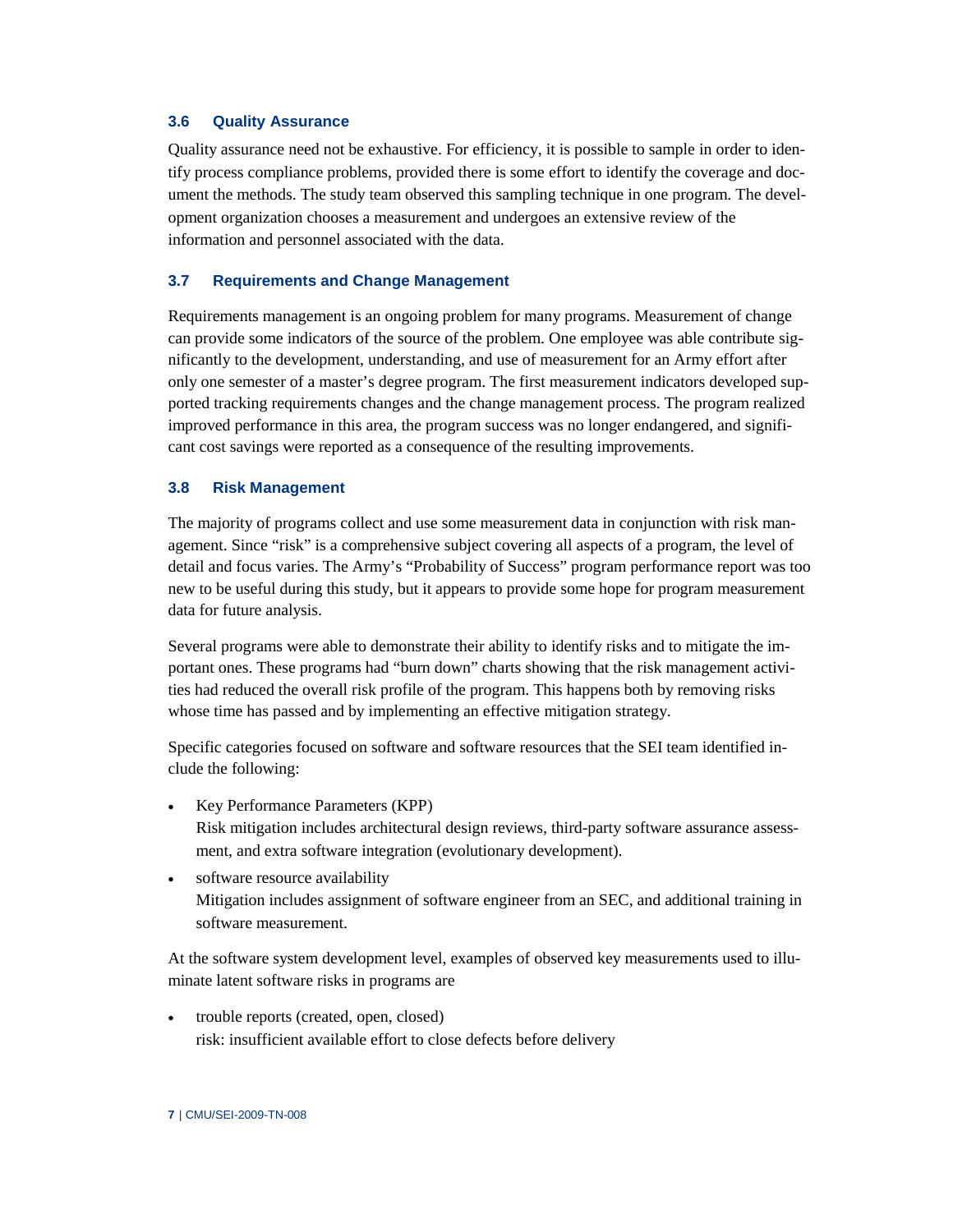### 3.6 Quality Assurance

Quality assurance need not be exhaustive. For efficiency, it is possible to sample in order to identify process compliance problems, provided there is some effort to identify the coverage and document the methods. The study team observed this sampling technique in one program. The development organization chooses a measurement and undergoes an extensive review of the information and personnel associated with the data.

### 3.7 Requirements and Change Management

Requirements management is an ongoing problem for many programs. Measurement of change can provide some indicators of the source of the problem. One employee was able contribute significantly to the development, understanding, and use of measurement for an Army effort after only one semester of a master's degree program. The first measurement indicators developed supported tracking requirements changes and the change management process. The program realized improved performance in this area, the program success was no longer endangered, and significant cost savings were reported as a consequence of the resulting improvements.

### 3.8 Risk Management

The majority of programs collect and use some measurement data in conjunction with risk management. Since "risk" is a comprehensive subject covering all aspects of a program, the level of detail and focus varies. The Army's "Probability of Success" program performance report was too new to be useful during this study, but it appears to provide some hope for program measurement data for future analysis.

Several programs were able to demonstrate their ability to identify risks and to mitigate the important ones. These programs had "burn down" charts showing that the risk management activities had reduced the overall risk profile of the program. This happens both by removing risks whose time has passed and by implementing an effective mitigation strategy.

Specific categories focused on software and software resources that the SEI team identified include the following:

- Key Performance Parameters (KPP)
  Risk mitigation includes architectural design reviews, third-party software assurance assessment, and extra software integration (evolutionary development).
- software resource availability
  Mitigation includes assignment of software engineer from an SEC, and additional training in software measurement.

At the software system development level, examples of observed key measurements used to illuminate latent software risks in programs are

- trouble reports (created, open, closed)
  risk: insufficient available effort to close defects before delivery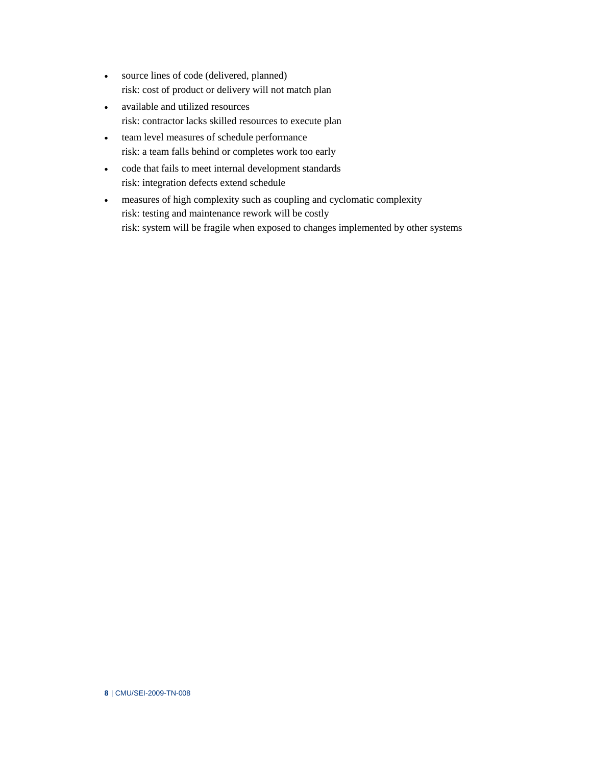- source lines of code (delivered, planned)
  risk: cost of product or delivery will not match plan
- available and utilized resources
  risk: contractor lacks skilled resources to execute plan
- team level measures of schedule performance
  risk: a team falls behind or completes work too early
- code that fails to meet internal development standards
  risk: integration defects extend schedule
- measures of high complexity such as coupling and cyclomatic complexity
  risk: testing and maintenance rework will be costly
  risk: system will be fragile when exposed to changes implemented by other systems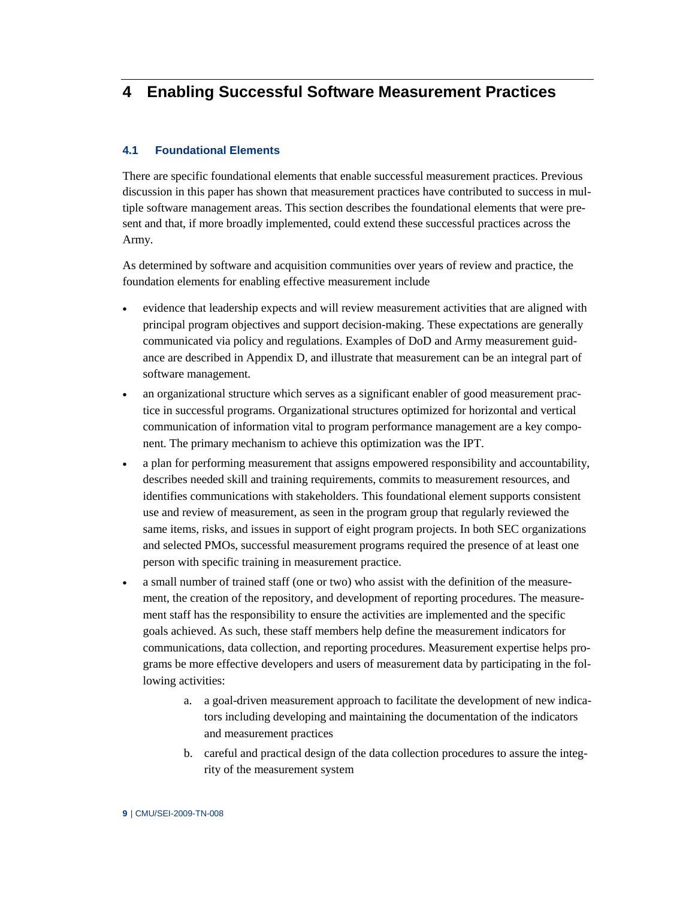# 4 Enabling Successful Software Measurement Practices

## 4.1 Foundational Elements

There are specific foundational elements that enable successful measurement practices. Previous discussion in this paper has shown that measurement practices have contributed to success in multiple software management areas. This section describes the foundational elements that were present and that, if more broadly implemented, could extend these successful practices across the Army.

As determined by software and acquisition communities over years of review and practice, the foundation elements for enabling effective measurement include

- evidence that leadership expects and will review measurement activities that are aligned with principal program objectives and support decision-making. These expectations are generally communicated via policy and regulations. Examples of DoD and Army measurement guidance are described in Appendix D, and illustrate that measurement can be an integral part of software management.
- an organizational structure which serves as a significant enabler of good measurement practice in successful programs. Organizational structures optimized for horizontal and vertical communication of information vital to program performance management are a key component. The primary mechanism to achieve this optimization was the IPT.
- a plan for performing measurement that assigns empowered responsibility and accountability, describes needed skill and training requirements, commits to measurement resources, and identifies communications with stakeholders. This foundational element supports consistent use and review of measurement, as seen in the program group that regularly reviewed the same items, risks, and issues in support of eight program projects. In both SEC organizations and selected PMOs, successful measurement programs required the presence of at least one person with specific training in measurement practice.
- a small number of trained staff (one or two) who assist with the definition of the measurement, the creation of the repository, and development of reporting procedures. The measurement staff has the responsibility to ensure the activities are implemented and the specific goals achieved. As such, these staff members help define the measurement indicators for communications, data collection, and reporting procedures. Measurement expertise helps programs be more effective developers and users of measurement data by participating in the following activities:
    a. a goal-driven measurement approach to facilitate the development of new indicators including developing and maintaining the documentation of the indicators and measurement practices
    b. careful and practical design of the data collection procedures to assure the integrity of the measurement system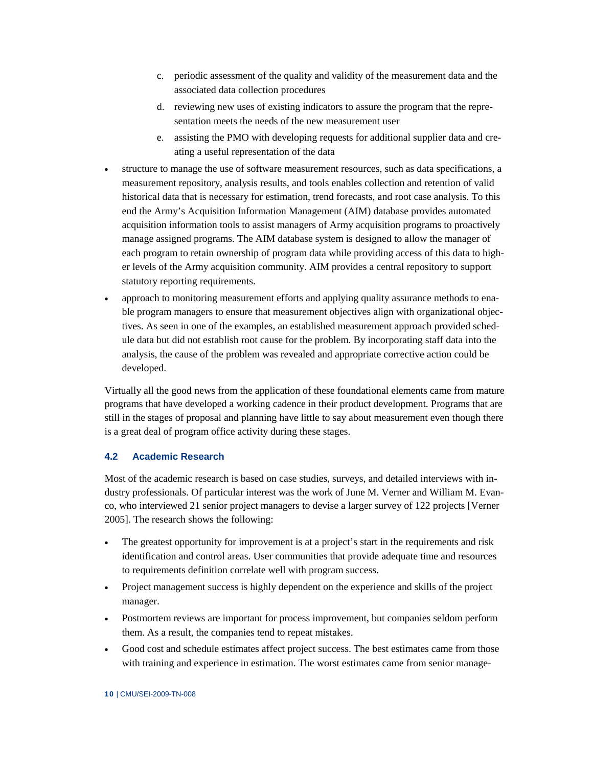c. periodic assessment of the quality and validity of the measurement data and the associated data collection procedures

d. reviewing new uses of existing indicators to assure the program that the representation meets the needs of the new measurement user

e. assisting the PMO with developing requests for additional supplier data and creating a useful representation of the data

- structure to manage the use of software measurement resources, such as data specifications, a measurement repository, analysis results, and tools enables collection and retention of valid historical data that is necessary for estimation, trend forecasts, and root case analysis. To this end the Army's Acquisition Information Management (AIM) database provides automated acquisition information tools to assist managers of Army acquisition programs to proactively manage assigned programs. The AIM database system is designed to allow the manager of each program to retain ownership of program data while providing access of this data to higher levels of the Army acquisition community. AIM provides a central repository to support statutory reporting requirements.
- approach to monitoring measurement efforts and applying quality assurance methods to enable program managers to ensure that measurement objectives align with organizational objectives. As seen in one of the examples, an established measurement approach provided schedule data but did not establish root cause for the problem. By incorporating staff data into the analysis, the cause of the problem was revealed and appropriate corrective action could be developed.

Virtually all the good news from the application of these foundational elements came from mature programs that have developed a working cadence in their product development. Programs that are still in the stages of proposal and planning have little to say about measurement even though there is a great deal of program office activity during these stages.

### 4.2 Academic Research

Most of the academic research is based on case studies, surveys, and detailed interviews with industry professionals. Of particular interest was the work of June M. Verner and William M. Evanco, who interviewed 21 senior project managers to devise a larger survey of 122 projects [Verner 2005]. The research shows the following:

- The greatest opportunity for improvement is at a project's start in the requirements and risk identification and control areas. User communities that provide adequate time and resources to requirements definition correlate well with program success.
- Project management success is highly dependent on the experience and skills of the project manager.
- Postmortem reviews are important for process improvement, but companies seldom perform them. As a result, the companies tend to repeat mistakes.
- Good cost and schedule estimates affect project success. The best estimates came from those with training and experience in estimation. The worst estimates came from senior manage-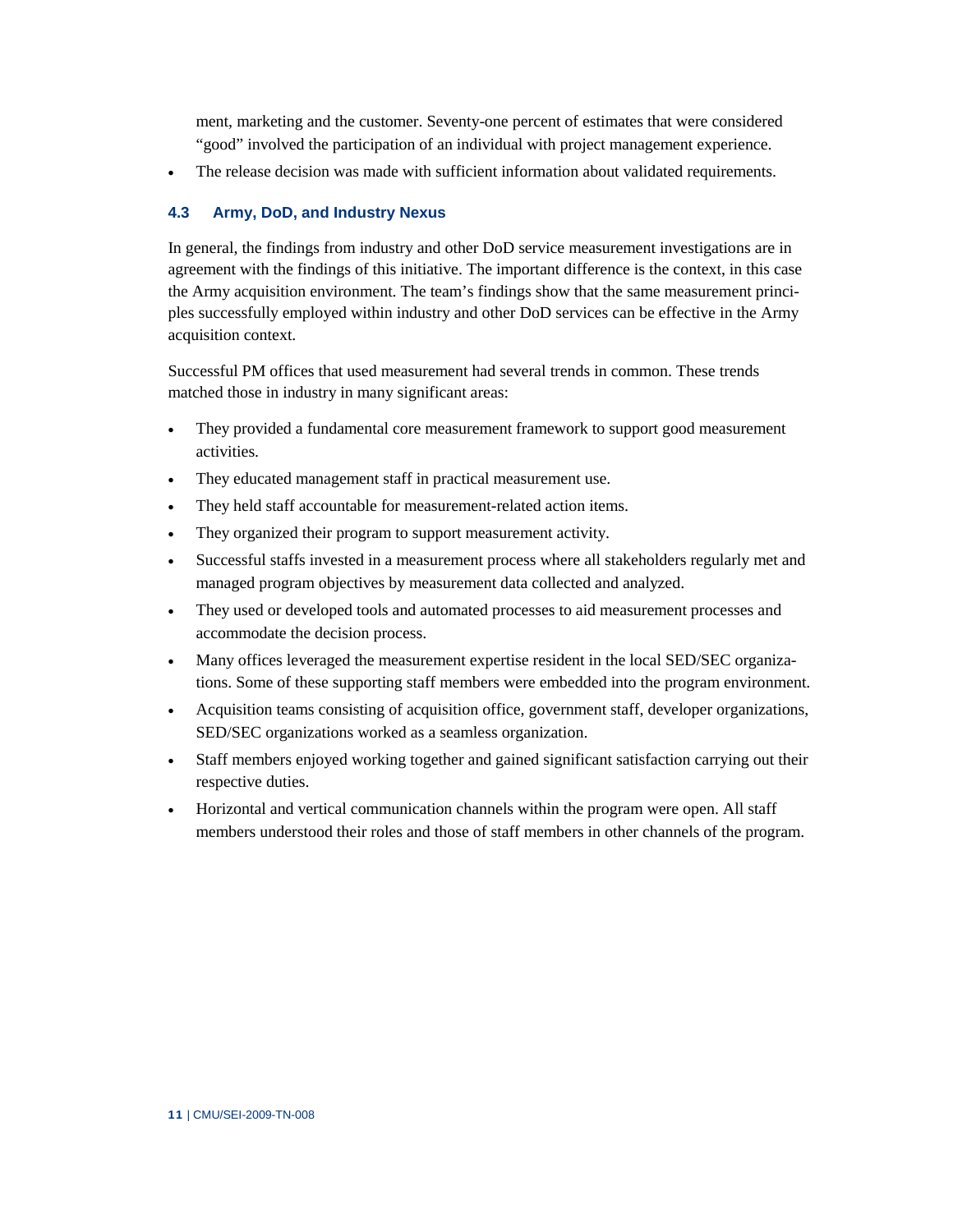ment, marketing and the customer. Seventy-one percent of estimates that were considered "good" involved the participation of an individual with project management experience.

- The release decision was made with sufficient information about validated requirements.

### 4.3 Army, DoD, and Industry Nexus

In general, the findings from industry and other DoD service measurement investigations are in agreement with the findings of this initiative. The important difference is the context, in this case the Army acquisition environment. The team's findings show that the same measurement principles successfully employed within industry and other DoD services can be effective in the Army acquisition context.

Successful PM offices that used measurement had several trends in common. These trends matched those in industry in many significant areas:

- They provided a fundamental core measurement framework to support good measurement activities.
- They educated management staff in practical measurement use.
- They held staff accountable for measurement-related action items.
- They organized their program to support measurement activity.
- Successful staffs invested in a measurement process where all stakeholders regularly met and managed program objectives by measurement data collected and analyzed.
- They used or developed tools and automated processes to aid measurement processes and accommodate the decision process.
- Many offices leveraged the measurement expertise resident in the local SED/SEC organizations. Some of these supporting staff members were embedded into the program environment.
- Acquisition teams consisting of acquisition office, government staff, developer organizations, SED/SEC organizations worked as a seamless organization.
- Staff members enjoyed working together and gained significant satisfaction carrying out their respective duties.
- Horizontal and vertical communication channels within the program were open. All staff members understood their roles and those of staff members in other channels of the program.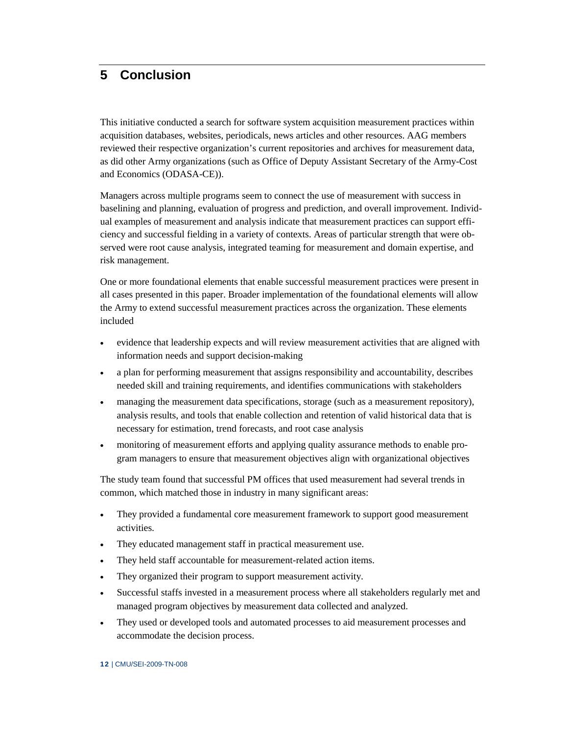# 5 Conclusion

This initiative conducted a search for software system acquisition measurement practices within acquisition databases, websites, periodicals, news articles and other resources. AAG members reviewed their respective organization's current repositories and archives for measurement data, as did other Army organizations (such as Office of Deputy Assistant Secretary of the Army-Cost and Economics (ODASA-CE)).

Managers across multiple programs seem to connect the use of measurement with success in baselining and planning, evaluation of progress and prediction, and overall improvement. Individual examples of measurement and analysis indicate that measurement practices can support efficiency and successful fielding in a variety of contexts. Areas of particular strength that were observed were root cause analysis, integrated teaming for measurement and domain expertise, and risk management.

One or more foundational elements that enable successful measurement practices were present in all cases presented in this paper. Broader implementation of the foundational elements will allow the Army to extend successful measurement practices across the organization. These elements included

- evidence that leadership expects and will review measurement activities that are aligned with information needs and support decision-making
- a plan for performing measurement that assigns responsibility and accountability, describes needed skill and training requirements, and identifies communications with stakeholders
- managing the measurement data specifications, storage (such as a measurement repository), analysis results, and tools that enable collection and retention of valid historical data that is necessary for estimation, trend forecasts, and root case analysis
- monitoring of measurement efforts and applying quality assurance methods to enable program managers to ensure that measurement objectives align with organizational objectives

The study team found that successful PM offices that used measurement had several trends in common, which matched those in industry in many significant areas:

- They provided a fundamental core measurement framework to support good measurement activities.
- They educated management staff in practical measurement use.
- They held staff accountable for measurement-related action items.
- They organized their program to support measurement activity.
- Successful staffs invested in a measurement process where all stakeholders regularly met and managed program objectives by measurement data collected and analyzed.
- They used or developed tools and automated processes to aid measurement processes and accommodate the decision process.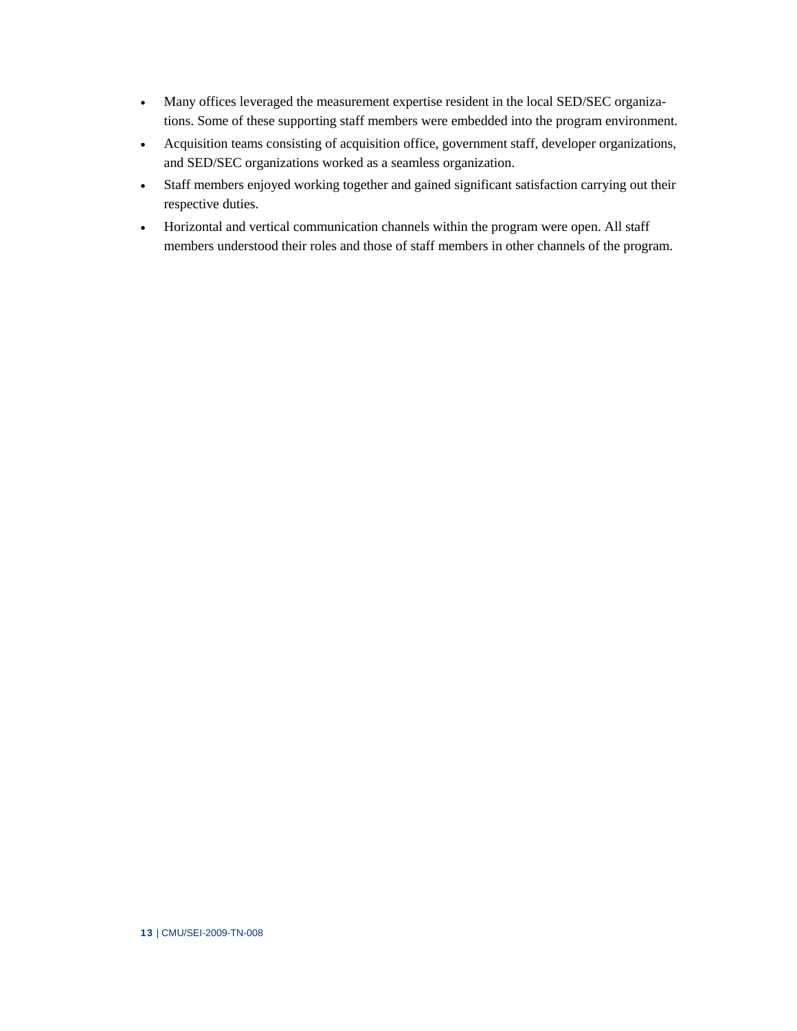- Many offices leveraged the measurement expertise resident in the local SED/SEC organizations. Some of these supporting staff members were embedded into the program environment.
- Acquisition teams consisting of acquisition office, government staff, developer organizations, and SED/SEC organizations worked as a seamless organization.
- Staff members enjoyed working together and gained significant satisfaction carrying out their respective duties.
- Horizontal and vertical communication channels within the program were open. All staff members understood their roles and those of staff members in other channels of the program.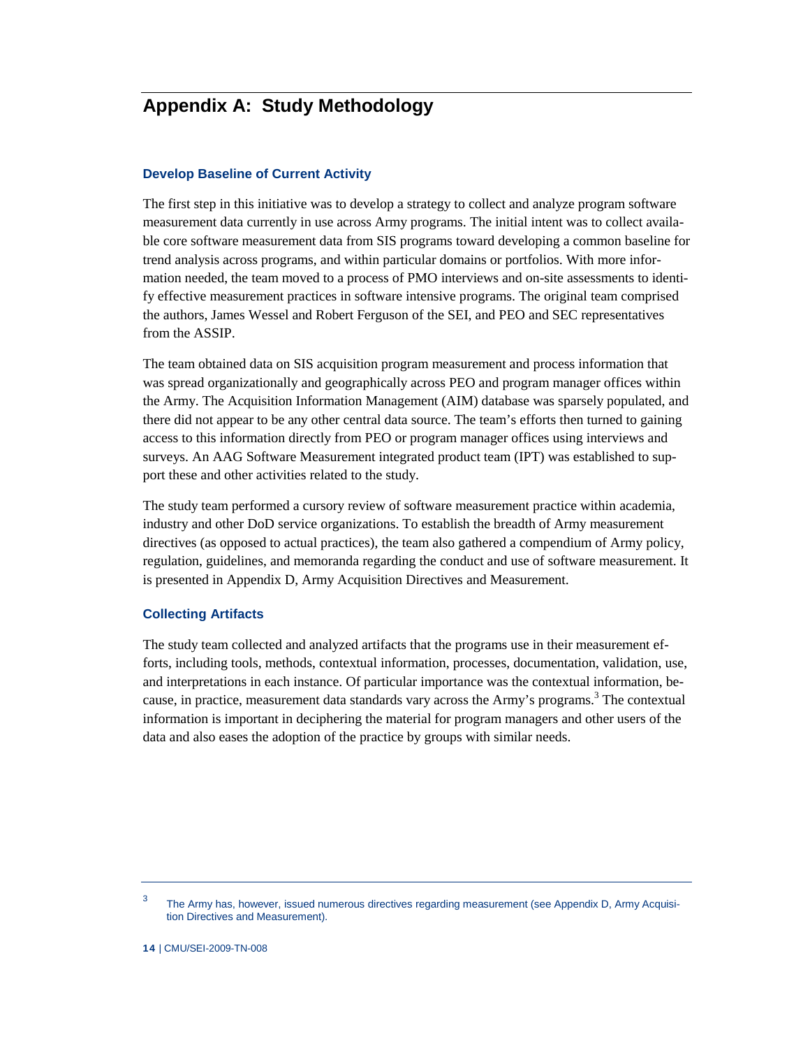# Appendix A: Study Methodology

## Develop Baseline of Current Activity

The first step in this initiative was to develop a strategy to collect and analyze program software measurement data currently in use across Army programs. The initial intent was to collect available core software measurement data from SIS programs toward developing a common baseline for trend analysis across programs, and within particular domains or portfolios. With more information needed, the team moved to a process of PMO interviews and on-site assessments to identify effective measurement practices in software intensive programs. The original team comprised the authors, James Wessel and Robert Ferguson of the SEI, and PEO and SEC representatives from the ASSIP.

The team obtained data on SIS acquisition program measurement and process information that was spread organizationally and geographically across PEO and program manager offices within the Army. The Acquisition Information Management (AIM) database was sparsely populated, and there did not appear to be any other central data source. The team's efforts then turned to gaining access to this information directly from PEO or program manager offices using interviews and surveys. An AAG Software Measurement integrated product team (IPT) was established to support these and other activities related to the study.

The study team performed a cursory review of software measurement practice within academia, industry and other DoD service organizations. To establish the breadth of Army measurement directives (as opposed to actual practices), the team also gathered a compendium of Army policy, regulation, guidelines, and memoranda regarding the conduct and use of software measurement. It is presented in Appendix D, Army Acquisition Directives and Measurement.

## Collecting Artifacts

The study team collected and analyzed artifacts that the programs use in their measurement efforts, including tools, methods, contextual information, processes, documentation, validation, use, and interpretations in each instance. Of particular importance was the contextual information, because, in practice, measurement data standards vary across the Army's programs.[3] The contextual information is important in deciphering the material for program managers and other users of the data and also eases the adoption of the practice by groups with similar needs.

[3] The Army has, however, issued numerous directives regarding measurement (see Appendix D, Army Acquisition Directives and Measurement).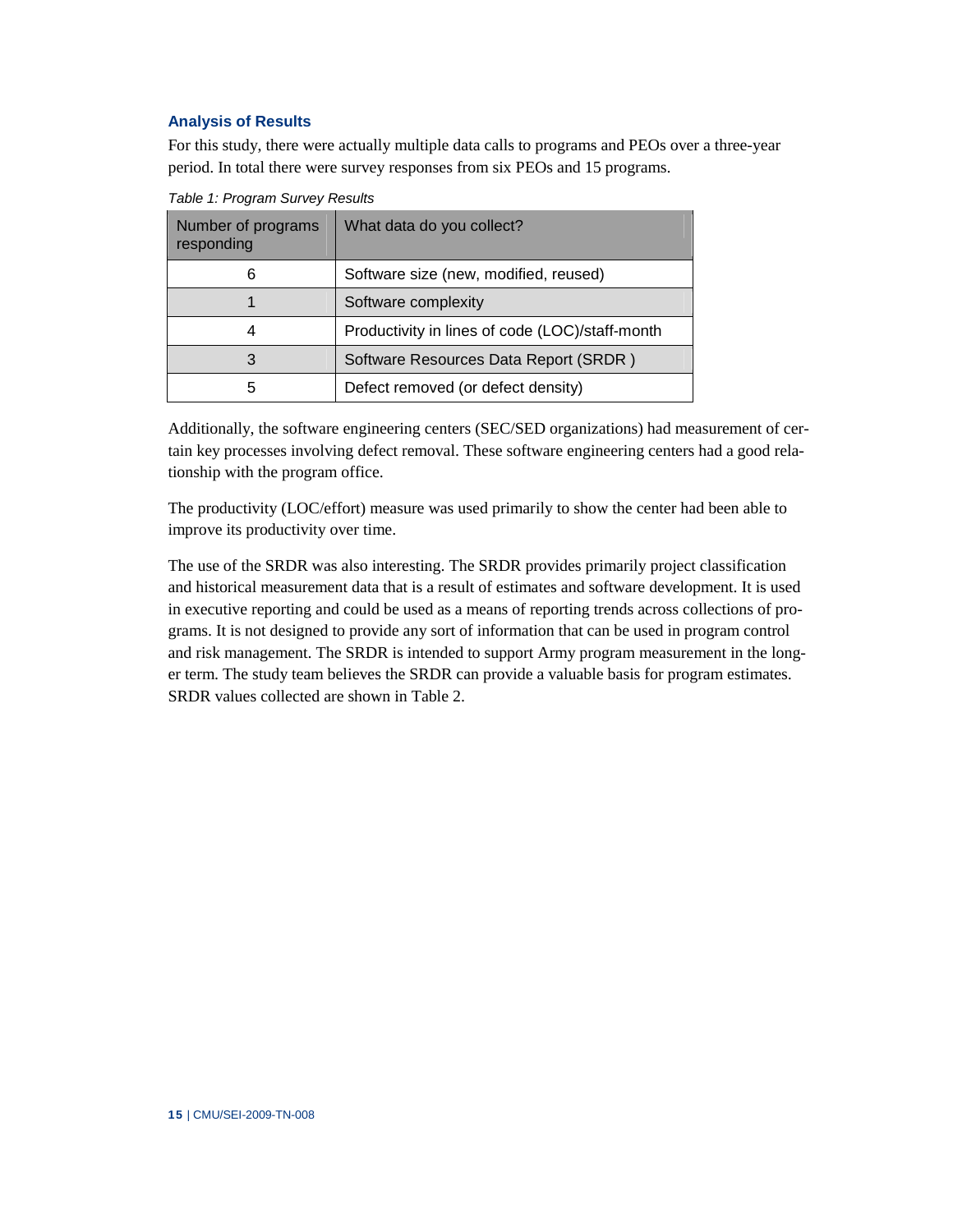### Analysis of Results

For this study, there were actually multiple data calls to programs and PEOs over a three-year period. In total there were survey responses from six PEOs and 15 programs.

*Table 1: Program Survey Results*

| Number of programs responding | What data do you collect? |
| --- | --- |
| 6 | Software size (new, modified, reused) |
| 1 | Software complexity |
| 4 | Productivity in lines of code (LOC)/staff-month |
| 3 | Software Resources Data Report (SRDR ) |
| 5 | Defect removed (or defect density) |

Additionally, the software engineering centers (SEC/SED organizations) had measurement of certain key processes involving defect removal. These software engineering centers had a good relationship with the program office.

The productivity (LOC/effort) measure was used primarily to show the center had been able to improve its productivity over time.

The use of the SRDR was also interesting. The SRDR provides primarily project classification and historical measurement data that is a result of estimates and software development. It is used in executive reporting and could be used as a means of reporting trends across collections of programs. It is not designed to provide any sort of information that can be used in program control and risk management. The SRDR is intended to support Army program measurement in the longer term. The study team believes the SRDR can provide a valuable basis for program estimates. SRDR values collected are shown in Table 2.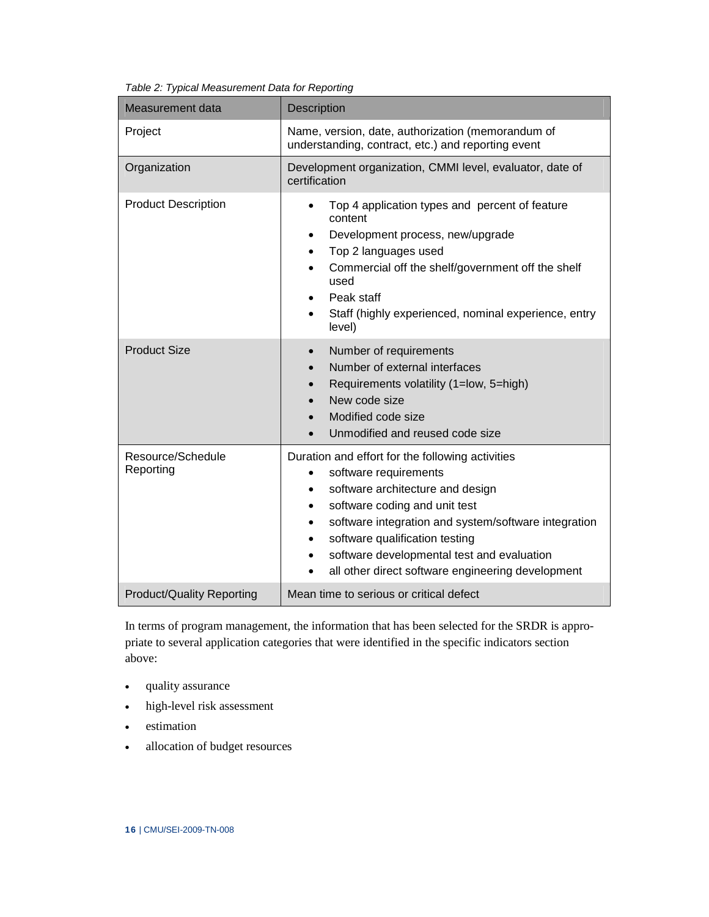*Table 2: Typical Measurement Data for Reporting*

| Measurement data | Description |
| --- | --- |
| Project | Name, version, date, authorization (memorandum of understanding, contract, etc.) and reporting event |
| Organization | Development organization, CMMI level, evaluator, date of certification |
| Product Description | • Top 4 application types and percent of feature content<br>• Development process, new/upgrade<br>• Top 2 languages used<br>• Commercial off the shelf/government off the shelf used<br>• Peak staff<br>• Staff (highly experienced, nominal experience, entry level) |
| Product Size | • Number of requirements<br>• Number of external interfaces<br>• Requirements volatility (1=low, 5=high)<br>• New code size<br>• Modified code size<br>• Unmodified and reused code size |
| Resource/Schedule Reporting | Duration and effort for the following activities<br>• software requirements<br>• software architecture and design<br>• software coding and unit test<br>• software integration and system/software integration<br>• software qualification testing<br>• software developmental test and evaluation<br>• all other direct software engineering development |
| Product/Quality Reporting | Mean time to serious or critical defect |

In terms of program management, the information that has been selected for the SRDR is appropriate to several application categories that were identified in the specific indicators section above:

- quality assurance
- high-level risk assessment
- estimation
- allocation of budget resources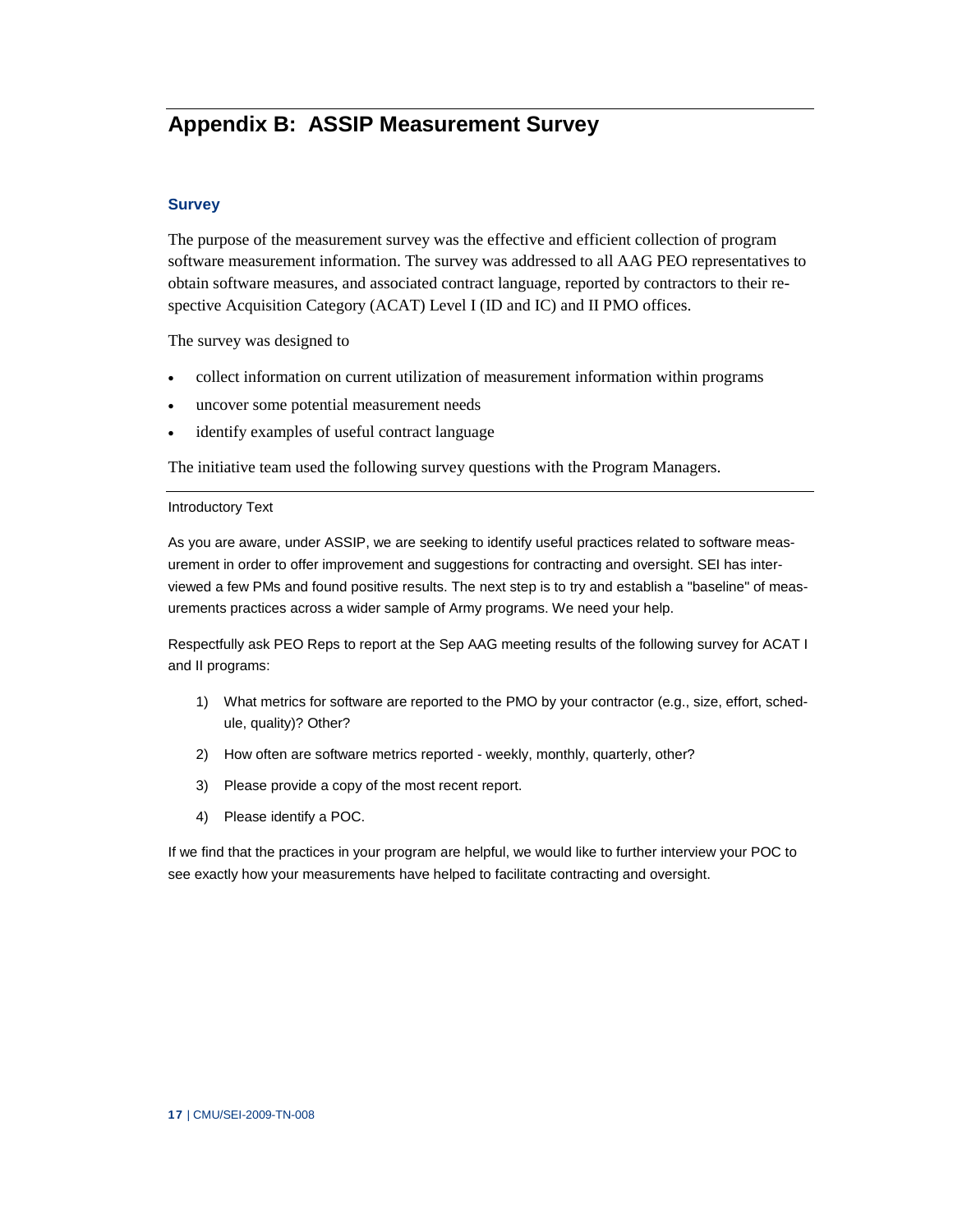# Appendix B: ASSIP Measurement Survey

## Survey

The purpose of the measurement survey was the effective and efficient collection of program software measurement information. The survey was addressed to all AAG PEO representatives to obtain software measures, and associated contract language, reported by contractors to their respective Acquisition Category (ACAT) Level I (ID and IC) and II PMO offices.

The survey was designed to

- collect information on current utilization of measurement information within programs
- uncover some potential measurement needs
- identify examples of useful contract language

The initiative team used the following survey questions with the Program Managers.

---

Introductory Text

As you are aware, under ASSIP, we are seeking to identify useful practices related to software measurement in order to offer improvement and suggestions for contracting and oversight. SEI has interviewed a few PMs and found positive results. The next step is to try and establish a "baseline" of measurements practices across a wider sample of Army programs. We need your help.

Respectfully ask PEO Reps to report at the Sep AAG meeting results of the following survey for ACAT I and II programs:

1) What metrics for software are reported to the PMO by your contractor (e.g., size, effort, schedule, quality)? Other?
2) How often are software metrics reported - weekly, monthly, quarterly, other?
3) Please provide a copy of the most recent report.
4) Please identify a POC.

If we find that the practices in your program are helpful, we would like to further interview your POC to see exactly how your measurements have helped to facilitate contracting and oversight.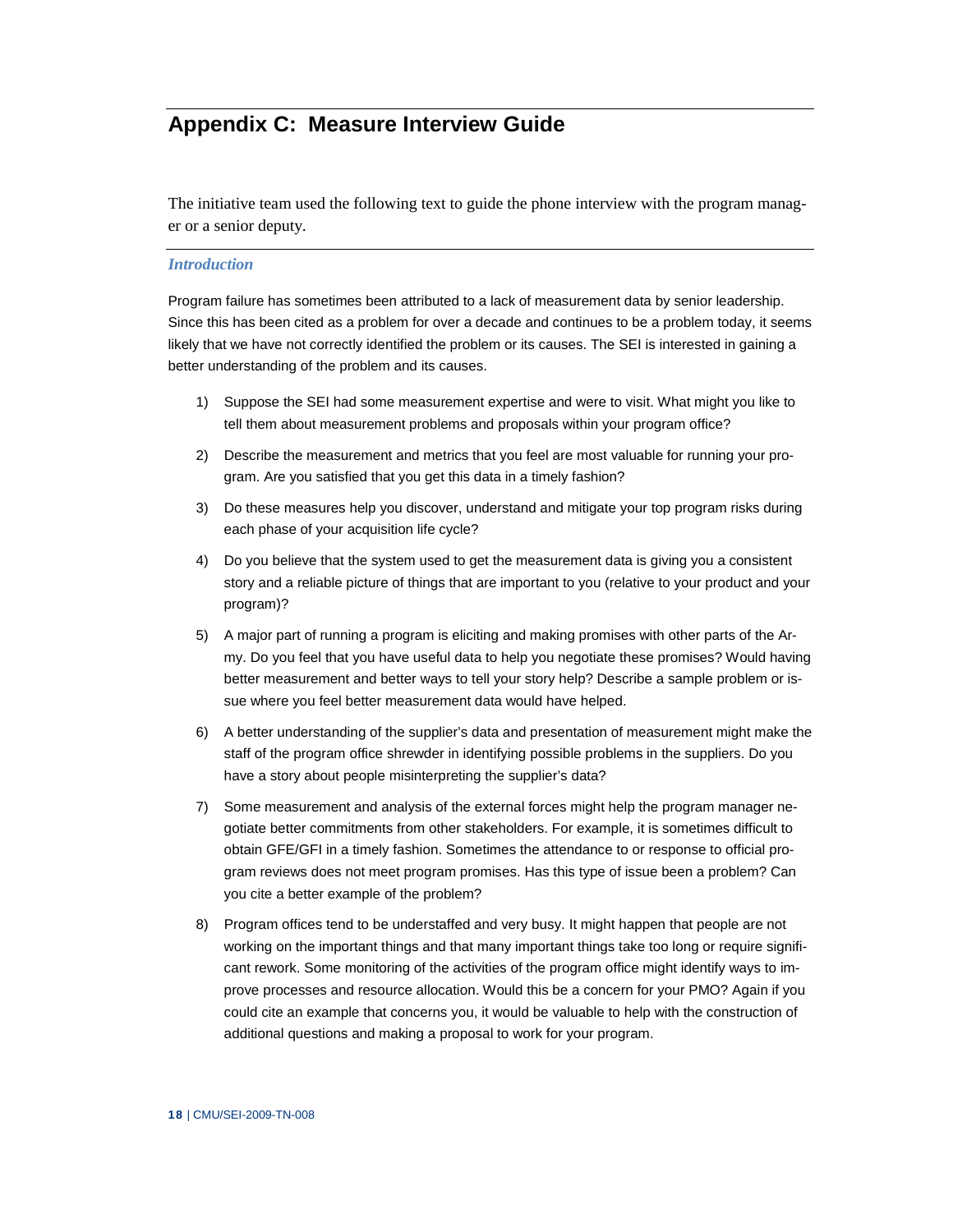# Appendix C: Measure Interview Guide

The initiative team used the following text to guide the phone interview with the program manager or a senior deputy.

### *Introduction*

Program failure has sometimes been attributed to a lack of measurement data by senior leadership. Since this has been cited as a problem for over a decade and continues to be a problem today, it seems likely that we have not correctly identified the problem or its causes. The SEI is interested in gaining a better understanding of the problem and its causes.

1) Suppose the SEI had some measurement expertise and were to visit. What might you like to tell them about measurement problems and proposals within your program office?

2) Describe the measurement and metrics that you feel are most valuable for running your program. Are you satisfied that you get this data in a timely fashion?

3) Do these measures help you discover, understand and mitigate your top program risks during each phase of your acquisition life cycle?

4) Do you believe that the system used to get the measurement data is giving you a consistent story and a reliable picture of things that are important to you (relative to your product and your program)?

5) A major part of running a program is eliciting and making promises with other parts of the Army. Do you feel that you have useful data to help you negotiate these promises? Would having better measurement and better ways to tell your story help? Describe a sample problem or issue where you feel better measurement data would have helped.

6) A better understanding of the supplier's data and presentation of measurement might make the staff of the program office shrewder in identifying possible problems in the suppliers. Do you have a story about people misinterpreting the supplier's data?

7) Some measurement and analysis of the external forces might help the program manager negotiate better commitments from other stakeholders. For example, it is sometimes difficult to obtain GFE/GFI in a timely fashion. Sometimes the attendance to or response to official program reviews does not meet program promises. Has this type of issue been a problem? Can you cite a better example of the problem?

8) Program offices tend to be understaffed and very busy. It might happen that people are not working on the important things and that many important things take too long or require significant rework. Some monitoring of the activities of the program office might identify ways to improve processes and resource allocation. Would this be a concern for your PMO? Again if you could cite an example that concerns you, it would be valuable to help with the construction of additional questions and making a proposal to work for your program.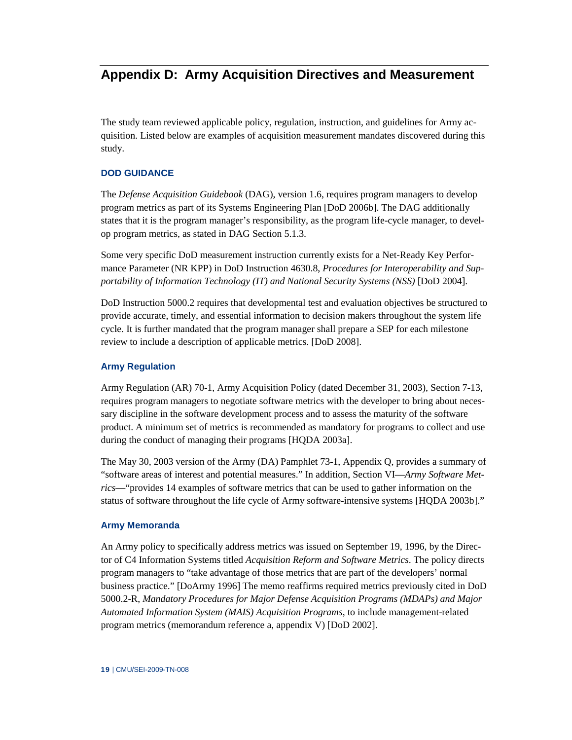# Appendix D: Army Acquisition Directives and Measurement

The study team reviewed applicable policy, regulation, instruction, and guidelines for Army acquisition. Listed below are examples of acquisition measurement mandates discovered during this study.

### DOD GUIDANCE

The *Defense Acquisition Guidebook* (DAG), version 1.6, requires program managers to develop program metrics as part of its Systems Engineering Plan [DoD 2006b]. The DAG additionally states that it is the program manager's responsibility, as the program life-cycle manager, to develop program metrics, as stated in DAG Section 5.1.3.

Some very specific DoD measurement instruction currently exists for a Net-Ready Key Performance Parameter (NR KPP) in DoD Instruction 4630.8, *Procedures for Interoperability and Supportability of Information Technology (IT) and National Security Systems (NSS)* [DoD 2004].

DoD Instruction 5000.2 requires that developmental test and evaluation objectives be structured to provide accurate, timely, and essential information to decision makers throughout the system life cycle. It is further mandated that the program manager shall prepare a SEP for each milestone review to include a description of applicable metrics. [DoD 2008].

### Army Regulation

Army Regulation (AR) 70-1, Army Acquisition Policy (dated December 31, 2003), Section 7-13, requires program managers to negotiate software metrics with the developer to bring about necessary discipline in the software development process and to assess the maturity of the software product. A minimum set of metrics is recommended as mandatory for programs to collect and use during the conduct of managing their programs [HQDA 2003a].

The May 30, 2003 version of the Army (DA) Pamphlet 73-1, Appendix Q, provides a summary of "software areas of interest and potential measures." In addition, Section VI—*Army Software Metrics*—"provides 14 examples of software metrics that can be used to gather information on the status of software throughout the life cycle of Army software-intensive systems [HQDA 2003b]."

### Army Memoranda

An Army policy to specifically address metrics was issued on September 19, 1996, by the Director of C4 Information Systems titled *Acquisition Reform and Software Metrics*. The policy directs program managers to "take advantage of those metrics that are part of the developers' normal business practice." [DoArmy 1996] The memo reaffirms required metrics previously cited in DoD 5000.2-R, *Mandatory Procedures for Major Defense Acquisition Programs (MDAPs) and Major Automated Information System (MAIS) Acquisition Programs*, to include management-related program metrics (memorandum reference a, appendix V) [DoD 2002].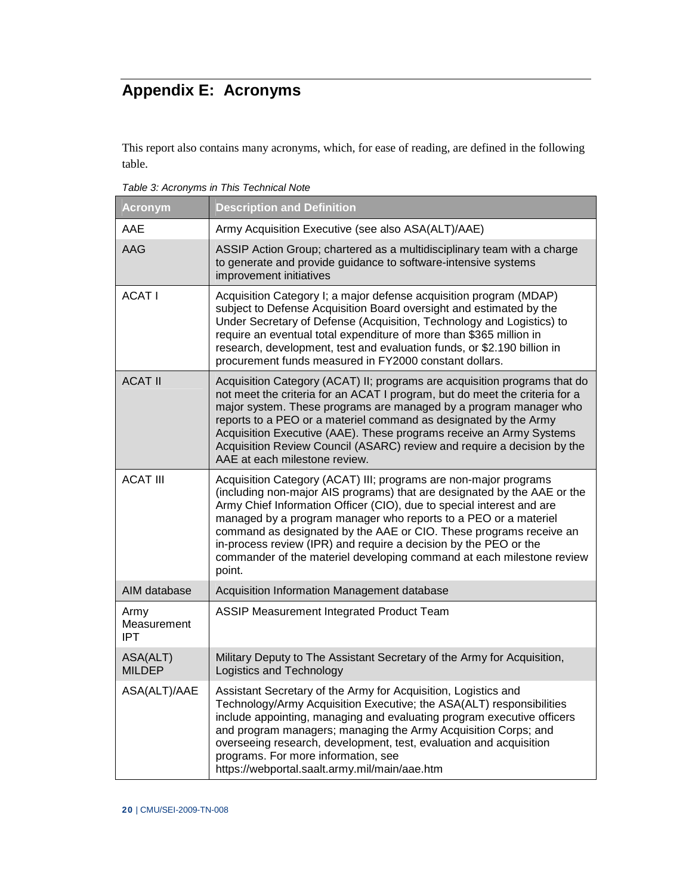# Appendix E: Acronyms

This report also contains many acronyms, which, for ease of reading, are defined in the following table.

*Table 3: Acronyms in This Technical Note*

| Acronym | Description and Definition |
|---|---|
| AAE | Army Acquisition Executive (see also ASA(ALT)/AAE) |
| AAG | ASSIP Action Group; chartered as a multidisciplinary team with a charge to generate and provide guidance to software-intensive systems improvement initiatives |
| ACAT I | Acquisition Category I; a major defense acquisition program (MDAP) subject to Defense Acquisition Board oversight and estimated by the Under Secretary of Defense (Acquisition, Technology and Logistics) to require an eventual total expenditure of more than $365 million in research, development, test and evaluation funds, or $2.190 billion in procurement funds measured in FY2000 constant dollars. |
| ACAT II | Acquisition Category (ACAT) II; programs are acquisition programs that do not meet the criteria for an ACAT I program, but do meet the criteria for a major system. These programs are managed by a program manager who reports to a PEO or a materiel command as designated by the Army Acquisition Executive (AAE). These programs receive an Army Systems Acquisition Review Council (ASARC) review and require a decision by the AAE at each milestone review. |
| ACAT III | Acquisition Category (ACAT) III; programs are non-major programs (including non-major AIS programs) that are designated by the AAE or the Army Chief Information Officer (CIO), due to special interest and are managed by a program manager who reports to a PEO or a materiel command as designated by the AAE or CIO. These programs receive an in-process review (IPR) and require a decision by the PEO or the commander of the materiel developing command at each milestone review point. |
| AIM database | Acquisition Information Management database |
| Army Measurement IPT | ASSIP Measurement Integrated Product Team |
| ASA(ALT) MILDEP | Military Deputy to The Assistant Secretary of the Army for Acquisition, Logistics and Technology |
| ASA(ALT)/AAE | Assistant Secretary of the Army for Acquisition, Logistics and Technology/Army Acquisition Executive; the ASA(ALT) responsibilities include appointing, managing and evaluating program executive officers and program managers; managing the Army Acquisition Corps; and overseeing research, development, test, evaluation and acquisition programs. For more information, see https://webportal.saalt.army.mil/main/aae.htm |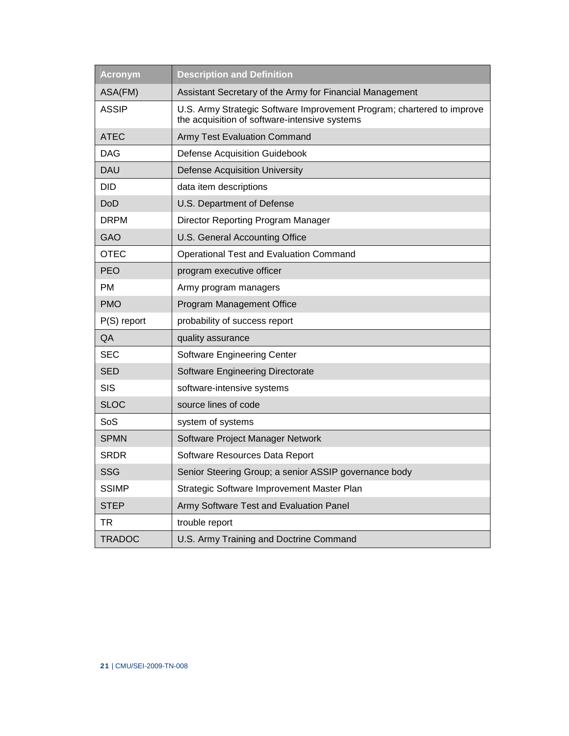| Acronym | Description and Definition |
|---|---|
| ASA(FM) | Assistant Secretary of the Army for Financial Management |
| ASSIP | U.S. Army Strategic Software Improvement Program; chartered to improve the acquisition of software-intensive systems |
| ATEC | Army Test Evaluation Command |
| DAG | Defense Acquisition Guidebook |
| DAU | Defense Acquisition University |
| DID | data item descriptions |
| DoD | U.S. Department of Defense |
| DRPM | Director Reporting Program Manager |
| GAO | U.S. General Accounting Office |
| OTEC | Operational Test and Evaluation Command |
| PEO | program executive officer |
| PM | Army program managers |
| PMO | Program Management Office |
| P(S) report | probability of success report |
| QA | quality assurance |
| SEC | Software Engineering Center |
| SED | Software Engineering Directorate |
| SIS | software-intensive systems |
| SLOC | source lines of code |
| SoS | system of systems |
| SPMN | Software Project Manager Network |
| SRDR | Software Resources Data Report |
| SSG | Senior Steering Group; a senior ASSIP governance body |
| SSIMP | Strategic Software Improvement Master Plan |
| STEP | Army Software Test and Evaluation Panel |
| TR | trouble report |
| TRADOC | U.S. Army Training and Doctrine Command |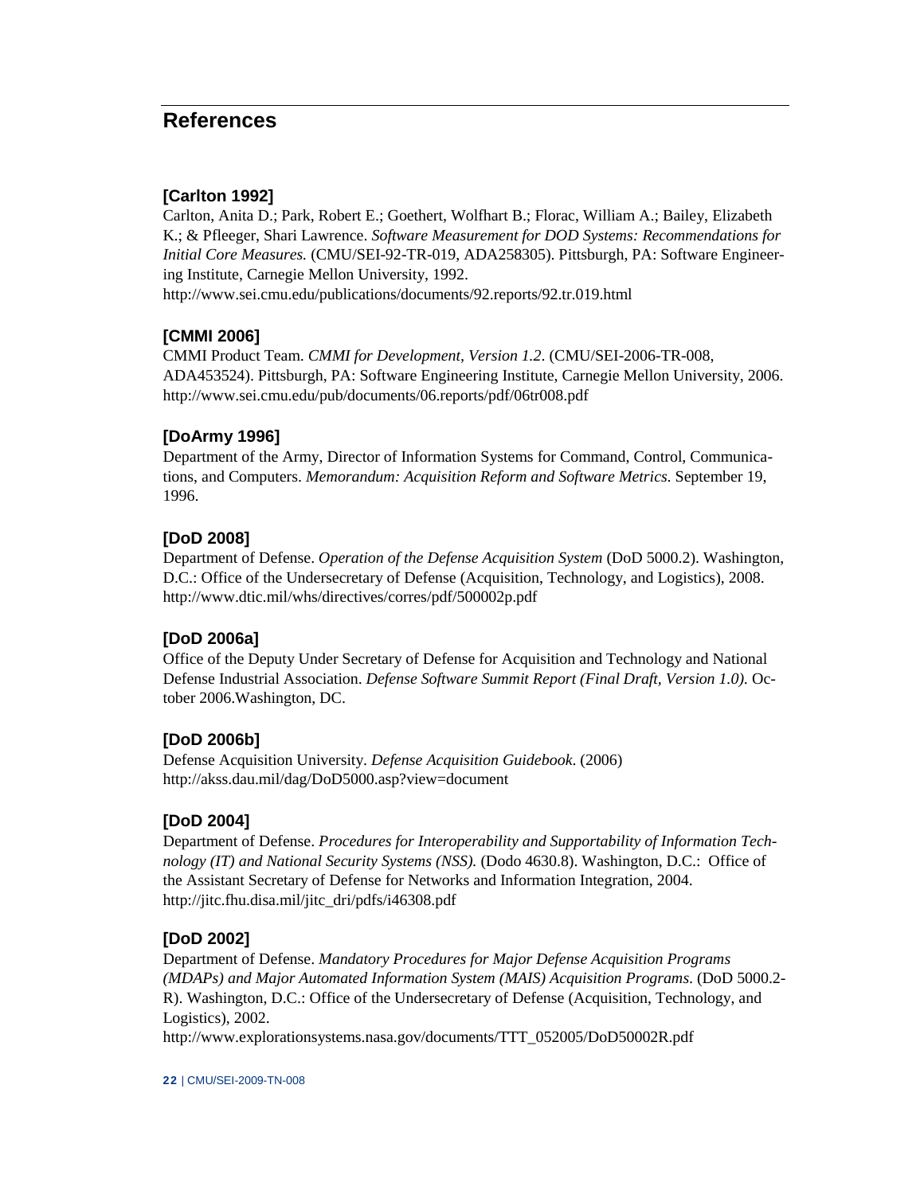# References

### [Carlton 1992]

Carlton, Anita D.; Park, Robert E.; Goethert, Wolfhart B.; Florac, William A.; Bailey, Elizabeth K.; & Pfleeger, Shari Lawrence. *Software Measurement for DOD Systems: Recommendations for Initial Core Measures.* (CMU/SEI-92-TR-019, ADA258305). Pittsburgh, PA: Software Engineering Institute, Carnegie Mellon University, 1992.
http://www.sei.cmu.edu/publications/documents/92.reports/92.tr.019.html

### [CMMI 2006]

CMMI Product Team. *CMMI for Development, Version 1.2*. (CMU/SEI-2006-TR-008, ADA453524). Pittsburgh, PA: Software Engineering Institute, Carnegie Mellon University, 2006.
http://www.sei.cmu.edu/pub/documents/06.reports/pdf/06tr008.pdf

### [DoArmy 1996]

Department of the Army, Director of Information Systems for Command, Control, Communications, and Computers. *Memorandum: Acquisition Reform and Software Metrics*. September 19, 1996.

### [DoD 2008]

Department of Defense. *Operation of the Defense Acquisition System* (DoD 5000.2). Washington, D.C.: Office of the Undersecretary of Defense (Acquisition, Technology, and Logistics), 2008.
http://www.dtic.mil/whs/directives/corres/pdf/500002p.pdf

### [DoD 2006a]

Office of the Deputy Under Secretary of Defense for Acquisition and Technology and National Defense Industrial Association. *Defense Software Summit Report (Final Draft, Version 1.0)*. October 2006.Washington, DC.

### [DoD 2006b]

Defense Acquisition University. *Defense Acquisition Guidebook*. (2006)
http://akss.dau.mil/dag/DoD5000.asp?view=document

### [DoD 2004]

Department of Defense. *Procedures for Interoperability and Supportability of Information Technology (IT) and National Security Systems (NSS).* (Dodo 4630.8). Washington, D.C.: Office of the Assistant Secretary of Defense for Networks and Information Integration, 2004.
http://jitc.fhu.disa.mil/jitc_dri/pdfs/i46308.pdf

### [DoD 2002]

Department of Defense. *Mandatory Procedures for Major Defense Acquisition Programs (MDAPs) and Major Automated Information System (MAIS) Acquisition Programs.* (DoD 5000.2-R). Washington, D.C.: Office of the Undersecretary of Defense (Acquisition, Technology, and Logistics), 2002.
http://www.explorationsystems.nasa.gov/documents/TTT_052005/DoD50002R.pdf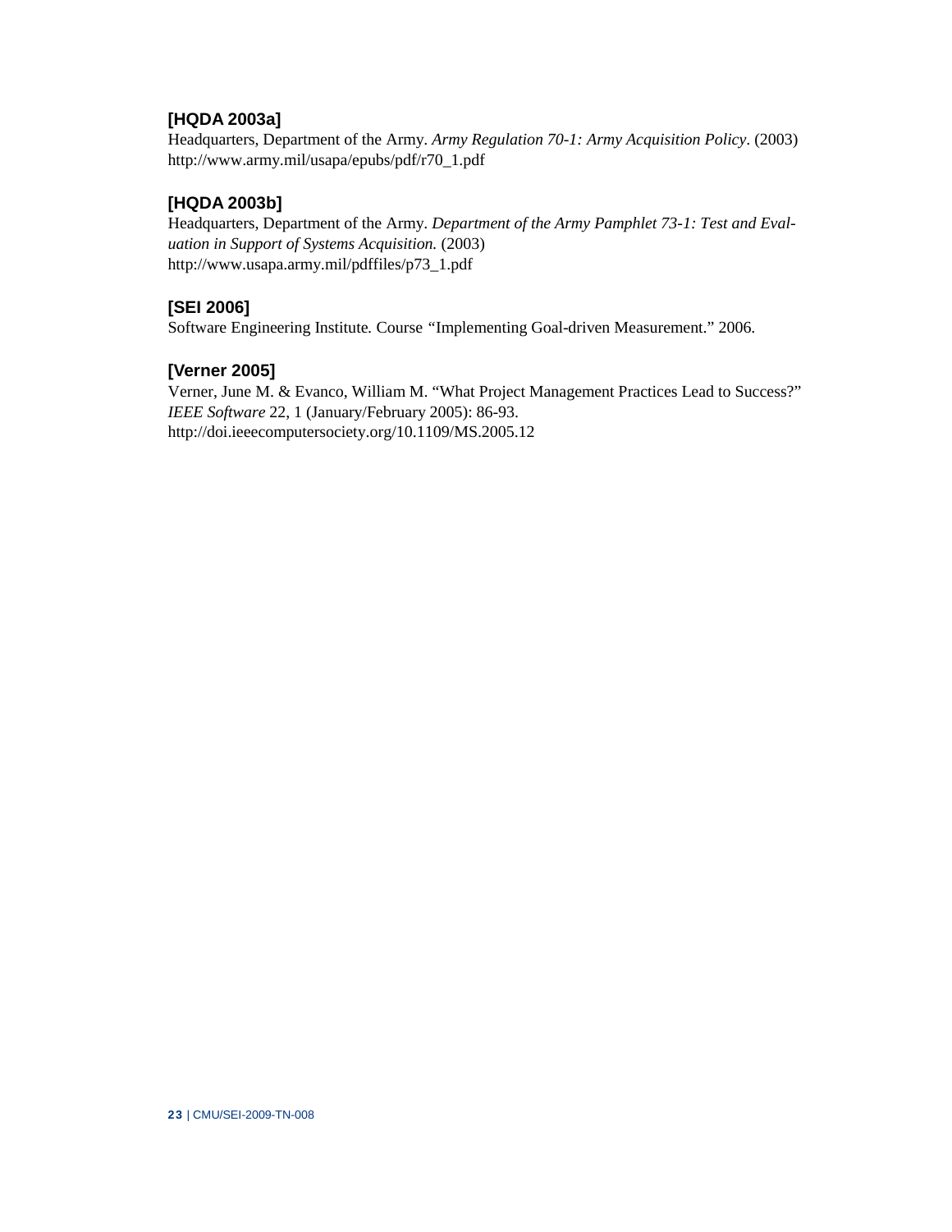**[HQDA 2003a]**
Headquarters, Department of the Army. *Army Regulation 70-1: Army Acquisition Policy*. (2003)
http://www.army.mil/usapa/epubs/pdf/r70_1.pdf

**[HQDA 2003b]**
Headquarters, Department of the Army. *Department of the Army Pamphlet 73-1: Test and Evaluation in Support of Systems Acquisition.* (2003)
http://www.usapa.army.mil/pdffiles/p73_1.pdf

**[SEI 2006]**
Software Engineering Institute. Course "Implementing Goal-driven Measurement." 2006.

**[Verner 2005]**
Verner, June M. & Evanco, William M. "What Project Management Practices Lead to Success?" *IEEE Software* 22, 1 (January/February 2005): 86-93.
http://doi.ieeecomputersociety.org/10.1109/MS.2005.12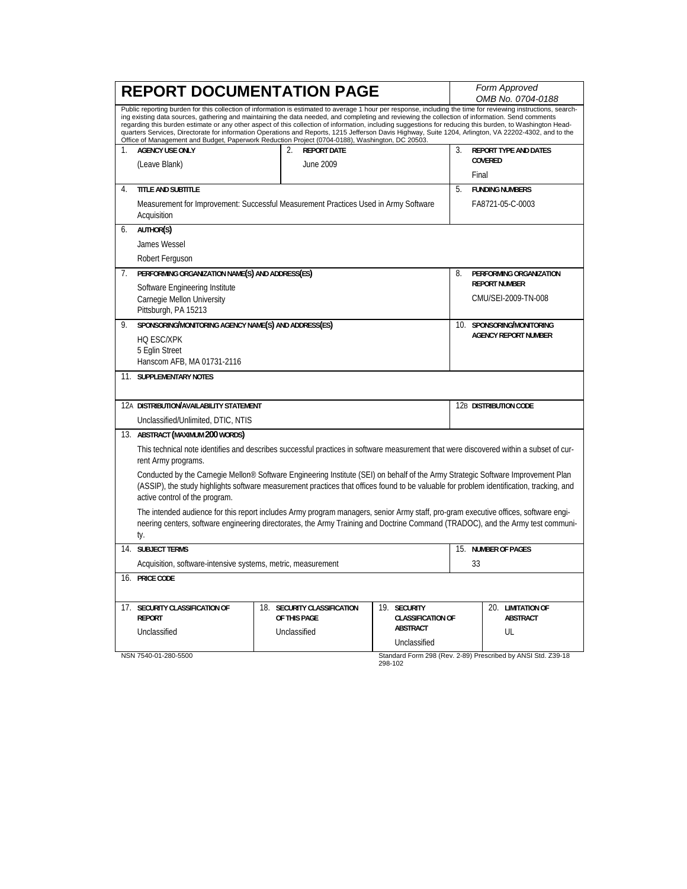# REPORT DOCUMENTATION PAGE

*Form Approved*
*OMB No. 0704-0188*

Public reporting burden for this collection of information is estimated to average 1 hour per response, including the time for reviewing instructions, searching existing data sources, gathering and maintaining the data needed, and completing and reviewing the collection of information. Send comments regarding this burden estimate or any other aspect of this collection of information, including suggestions for reducing this burden, to Washington Headquarters Services, Directorate for information Operations and Reports, 1215 Jefferson Davis Highway, Suite 1204, Arlington, VA 22202-4302, and to the Office of Management and Budget, Paperwork Reduction Project (0704-0188), Washington, DC 20503.

| | | |
|---|---|---|
| 1. **AGENCY USE ONLY**<br>(Leave Blank) | 2. **REPORT DATE**<br>June 2009 | 3. **REPORT TYPE AND DATES COVERED**<br>Final |
| 4. **TITLE AND SUBTITLE**<br>Measurement for Improvement: Successful Measurement Practices Used in Army Software Acquisition | | 5. **FUNDING NUMBERS**<br>FA8721-05-C-0003 |
| 6. **AUTHOR(S)**<br>James Wessel<br>Robert Ferguson | | |
| 7. **PERFORMING ORGANIZATION NAME(S) AND ADDRESS(ES)**<br>Software Engineering Institute<br>Carnegie Mellon University<br>Pittsburgh, PA 15213 | | 8. **PERFORMING ORGANIZATION REPORT NUMBER**<br>CMU/SEI-2009-TN-008 |
| 9. **SPONSORING/MONITORING AGENCY NAME(S) AND ADDRESS(ES)**<br>HQ ESC/XPK<br>5 Eglin Street<br>Hanscom AFB, MA 01731-2116 | | 10. **SPONSORING/MONITORING AGENCY REPORT NUMBER** |
| 11. **SUPPLEMENTARY NOTES** | | |
| 12A **DISTRIBUTION/AVAILABILITY STATEMENT**<br>Unclassified/Unlimited, DTIC, NTIS | | 12B **DISTRIBUTION CODE** |

13. **ABSTRACT (MAXIMUM 200 WORDS)**

This technical note identifies and describes successful practices in software measurement that were discovered within a subset of current Army programs.

Conducted by the Carnegie Mellon® Software Engineering Institute (SEI) on behalf of the Army Strategic Software Improvement Plan (ASSIP), the study highlights software measurement practices that offices found to be valuable for problem identification, tracking, and active control of the program.

The intended audience for this report includes Army program managers, senior Army staff, pro-gram executive offices, software engineering centers, software engineering directorates, the Army Training and Doctrine Command (TRADOC), and the Army test community.

| | |
|---|---|
| 14. **SUBJECT TERMS**<br>Acquisition, software-intensive systems, metric, measurement | 15. **NUMBER OF PAGES**<br>33 |
| 16. **PRICE CODE** | |

| | | | |
|---|---|---|---|
| 17. **SECURITY CLASSIFICATION OF REPORT**<br>Unclassified | 18. **SECURITY CLASSIFICATION OF THIS PAGE**<br>Unclassified | 19. **SECURITY CLASSIFICATION OF ABSTRACT**<br>Unclassified | 20. **LIMITATION OF ABSTRACT**<br>UL |

NSN 7540-01-280-5500

Standard Form 298 (Rev. 2-89) Prescribed by ANSI Std. Z39-18 298-102